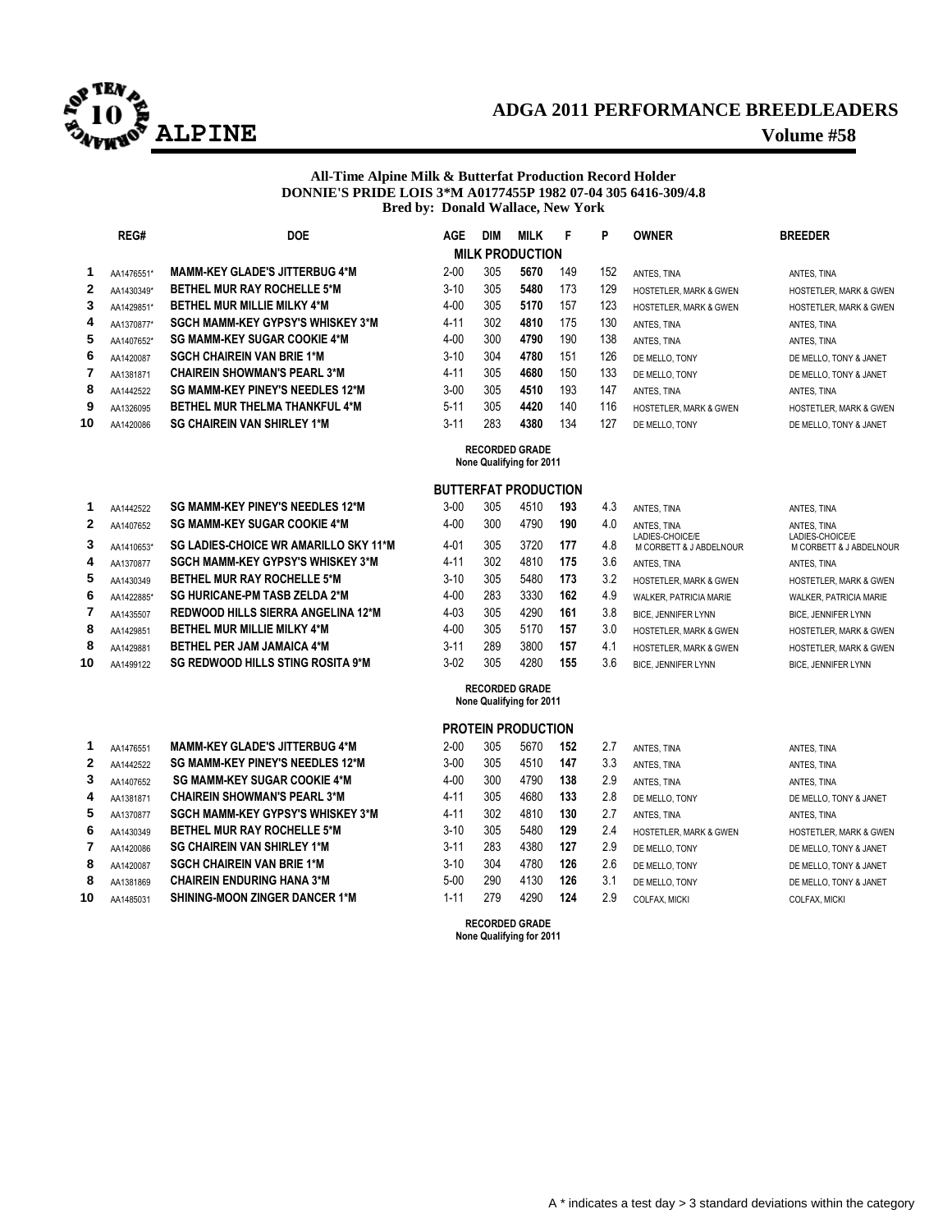# ADGA 2011 PERFORMANCE BREEDLEADERS

## ALPINE

**Volume #58**

**All-Time Alpine Milk & Butterfat Production Record Holder**
**DONNIE'S PRIDE LOIS 3*M A0177455P 1982 07-04 305 6416-309/4.8**
**Bred by: Donald Wallace, New York**

### MILK PRODUCTION

| | REG# | DOE | AGE | DIM | MILK | F | P | OWNER | BREEDER |
|---|---|---|---|---|---|---|---|---|---|
| 1 | AA1476551* | MAMM-KEY GLADE'S JITTERBUG 4*M | 2-00 | 305 | **5670** | 149 | 152 | ANTES, TINA | ANTES, TINA |
| 2 | AA1430349* | BETHEL MUR RAY ROCHELLE 5*M | 3-10 | 305 | **5480** | 173 | 129 | HOSTETLER, MARK & GWEN | HOSTETLER, MARK & GWEN |
| 3 | AA1429851* | BETHEL MUR MILLIE MILKY 4*M | 4-00 | 305 | **5170** | 157 | 123 | HOSTETLER, MARK & GWEN | HOSTETLER, MARK & GWEN |
| 4 | AA1370877* | SGCH MAMM-KEY GYPSY'S WHISKEY 3*M | 4-11 | 302 | **4810** | 175 | 130 | ANTES, TINA | ANTES, TINA |
| 5 | AA1407652* | SG MAMM-KEY SUGAR COOKIE 4*M | 4-00 | 300 | **4790** | 190 | 138 | ANTES, TINA | ANTES, TINA |
| 6 | AA1420087 | SGCH CHAIREIN VAN BRIE 1*M | 3-10 | 304 | **4780** | 151 | 126 | DE MELLO, TONY | DE MELLO, TONY & JANET |
| 7 | AA1381871 | CHAIREIN SHOWMAN'S PEARL 3*M | 4-11 | 305 | **4680** | 150 | 133 | DE MELLO, TONY | DE MELLO, TONY & JANET |
| 8 | AA1442522 | SG MAMM-KEY PINEY'S NEEDLES 12*M | 3-00 | 305 | **4510** | 193 | 147 | ANTES, TINA | ANTES, TINA |
| 9 | AA1326095 | BETHEL MUR THELMA THANKFUL 4*M | 5-11 | 305 | **4420** | 140 | 116 | HOSTETLER, MARK & GWEN | HOSTETLER, MARK & GWEN |
| 10 | AA1420086 | SG CHAIREIN VAN SHIRLEY 1*M | 3-11 | 283 | **4380** | 134 | 127 | DE MELLO, TONY | DE MELLO, TONY & JANET |

**RECORDED GRADE**
**None Qualifying for 2011**

### BUTTERFAT PRODUCTION

| | REG# | DOE | AGE | DIM | MILK | F | % | OWNER | BREEDER |
|---|---|---|---|---|---|---|---|---|---|
| 1 | AA1442522 | SG MAMM-KEY PINEY'S NEEDLES 12*M | 3-00 | 305 | 4510 | **193** | 4.3 | ANTES, TINA | ANTES, TINA |
| 2 | AA1407652 | SG MAMM-KEY SUGAR COOKIE 4*M | 4-00 | 300 | 4790 | **190** | 4.0 | ANTES, TINA | ANTES, TINA |
| 3 | AA1410653* | SG LADIES-CHOICE WR AMARILLO SKY 11*M | 4-01 | 305 | 3720 | **177** | 4.8 | LADIES-CHOICE/E M CORBETT & J ABDELNOUR | LADIES-CHOICE/E M CORBETT & J ABDELNOUR |
| 4 | AA1370877 | SGCH MAMM-KEY GYPSY'S WHISKEY 3*M | 4-11 | 302 | 4810 | **175** | 3.6 | ANTES, TINA | ANTES, TINA |
| 5 | AA1430349 | BETHEL MUR RAY ROCHELLE 5*M | 3-10 | 305 | 5480 | **173** | 3.2 | HOSTETLER, MARK & GWEN | HOSTETLER, MARK & GWEN |
| 6 | AA1422885* | SG HURICANE-PM TASB ZELDA 2*M | 4-00 | 283 | 3330 | **162** | 4.9 | WALKER, PATRICIA MARIE | WALKER, PATRICIA MARIE |
| 7 | AA1435507 | REDWOOD HILLS SIERRA ANGELINA 12*M | 4-03 | 305 | 4290 | **161** | 3.8 | BICE, JENNIFER LYNN | BICE, JENNIFER LYNN |
| 8 | AA1429851 | BETHEL MUR MILLIE MILKY 4*M | 4-00 | 305 | 5170 | **157** | 3.0 | HOSTETLER, MARK & GWEN | HOSTETLER, MARK & GWEN |
| 8 | AA1429881 | BETHEL PER JAM JAMAICA 4*M | 3-11 | 289 | 3800 | **157** | 4.1 | HOSTETLER, MARK & GWEN | HOSTETLER, MARK & GWEN |
| 10 | AA1499122 | SG REDWOOD HILLS STING ROSITA 9*M | 3-02 | 305 | 4280 | **155** | 3.6 | BICE, JENNIFER LYNN | BICE, JENNIFER LYNN |

**RECORDED GRADE**
**None Qualifying for 2011**

### PROTEIN PRODUCTION

| | REG# | DOE | AGE | DIM | MILK | P | % | OWNER | BREEDER |
|---|---|---|---|---|---|---|---|---|---|
| 1 | AA1476551 | MAMM-KEY GLADE'S JITTERBUG 4*M | 2-00 | 305 | 5670 | **152** | 2.7 | ANTES, TINA | ANTES, TINA |
| 2 | AA1442522 | SG MAMM-KEY PINEY'S NEEDLES 12*M | 3-00 | 305 | 4510 | **147** | 3.3 | ANTES, TINA | ANTES, TINA |
| 3 | AA1407652 | SG MAMM-KEY SUGAR COOKIE 4*M | 4-00 | 300 | 4790 | **138** | 2.9 | ANTES, TINA | ANTES, TINA |
| 4 | AA1381871 | CHAIREIN SHOWMAN'S PEARL 3*M | 4-11 | 305 | 4680 | **133** | 2.8 | DE MELLO, TONY | DE MELLO, TONY & JANET |
| 5 | AA1370877 | SGCH MAMM-KEY GYPSY'S WHISKEY 3*M | 4-11 | 302 | 4810 | **130** | 2.7 | ANTES, TINA | ANTES, TINA |
| 6 | AA1430349 | BETHEL MUR RAY ROCHELLE 5*M | 3-10 | 305 | 5480 | **129** | 2.4 | HOSTETLER, MARK & GWEN | HOSTETLER, MARK & GWEN |
| 7 | AA1420086 | SG CHAIREIN VAN SHIRLEY 1*M | 3-11 | 283 | 4380 | **127** | 2.9 | DE MELLO, TONY | DE MELLO, TONY & JANET |
| 8 | AA1420087 | SGCH CHAIREIN VAN BRIE 1*M | 3-10 | 304 | 4780 | **126** | 2.6 | DE MELLO, TONY | DE MELLO, TONY & JANET |
| 8 | AA1381869 | CHAIREIN ENDURING HANA 3*M | 5-00 | 290 | 4130 | **126** | 3.1 | DE MELLO, TONY | DE MELLO, TONY & JANET |
| 10 | AA1485031 | SHINING-MOON ZINGER DANCER 1*M | 1-11 | 279 | 4290 | **124** | 2.9 | COLFAX, MICKI | COLFAX, MICKI |

**RECORDED GRADE**
**None Qualifying for 2011**

A * indicates a test day > 3 standard deviations within the category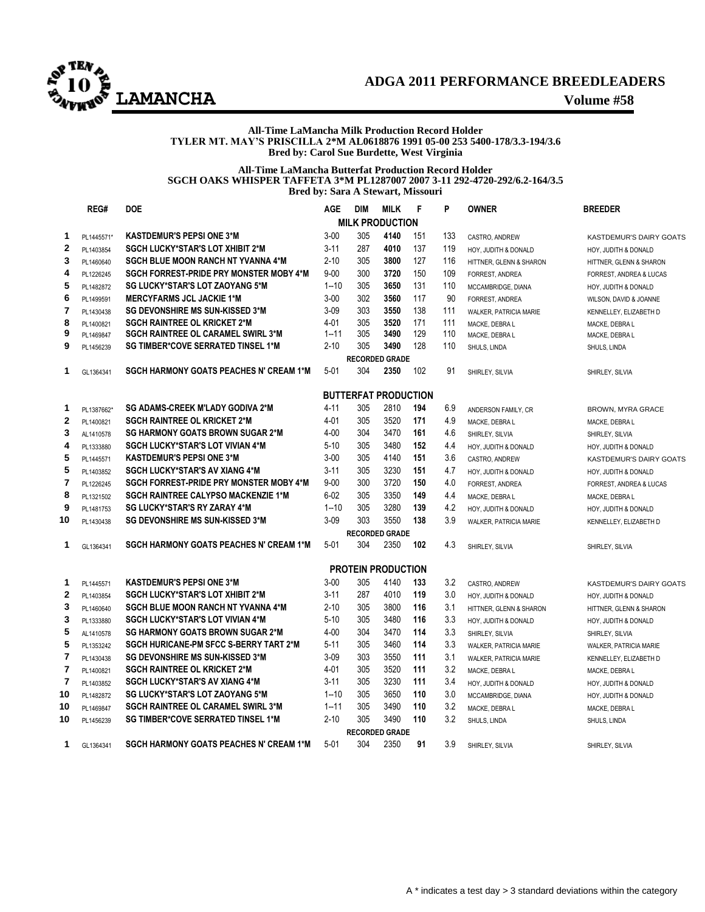# ADGA 2011 PERFORMANCE BREEDLEADERS

## LAMANCHA

**Volume #58**

**All-Time LaMancha Milk Production Record Holder**
**TYLER MT. MAY'S PRISCILLA 2*M AL0618876 1991 05-00 253 5400-178/3.3-194/3.6**
**Bred by: Carol Sue Burdette, West Virginia**

**All-Time LaMancha Butterfat Production Record Holder**
**SGCH OAKS WHISPER TAFFETA 3*M PL1287007 2007 3-11 292-4720-292/6.2-164/3.5**
**Bred by: Sara A Stewart, Missouri**

| | REG# | DOE | AGE | DIM | MILK | F | P | OWNER | BREEDER |
|---|---|---|---|---|---|---|---|---|---|
| | | | | | **MILK PRODUCTION** | | | | |
| 1 | PL1445571* | KASTDEMUR'S PEPSI ONE 3*M | 3-00 | 305 | **4140** | 151 | 133 | CASTRO, ANDREW | KASTDEMUR'S DAIRY GOATS |
| 2 | PL1403854 | SGCH LUCKY*STAR'S LOT XHIBIT 2*M | 3-11 | 287 | **4010** | 137 | 119 | HOY, JUDITH & DONALD | HOY, JUDITH & DONALD |
| 3 | PL1460640 | SGCH BLUE MOON RANCH NT YVANNA 4*M | 2-10 | 305 | **3800** | 127 | 116 | HITTNER, GLENN & SHARON | HITTNER, GLENN & SHARON |
| 4 | PL1226245 | SGCH FORREST-PRIDE PRY MONSTER MOBY 4*M | 9-00 | 300 | **3720** | 150 | 109 | FORREST, ANDREA | FORREST, ANDREA & LUCAS |
| 5 | PL1482872 | SG LUCKY*STAR'S LOT ZAOYANG 5*M | 1--10 | 305 | **3650** | 131 | 110 | MCCAMBRIDGE, DIANA | HOY, JUDITH & DONALD |
| 6 | PL1499591 | MERCYFARMS JCL JACKIE 1*M | 3-00 | 302 | **3560** | 117 | 90 | FORREST, ANDREA | WILSON, DAVID & JOANNE |
| 7 | PL1430438 | SG DEVONSHIRE MS SUN-KISSED 3*M | 3-09 | 303 | **3550** | 138 | 111 | WALKER, PATRICIA MARIE | KENNELLEY, ELIZABETH D |
| 8 | PL1400821 | SGCH RAINTREE OL KRICKET 2*M | 4-01 | 305 | **3520** | 171 | 111 | MACKE, DEBRA L | MACKE, DEBRA L |
| 9 | PL1469847 | SGCH RAINTREE OL CARAMEL SWIRL 3*M | 1--11 | 305 | **3490** | 129 | 110 | MACKE, DEBRA L | MACKE, DEBRA L |
| 9 | PL1456239 | SG TIMBER*COVE SERRATED TINSEL 1*M | 2-10 | 305 | **3490** | 128 | 110 | SHULS, LINDA | SHULS, LINDA |
| | | | | | **RECORDED GRADE** | | | | |
| 1 | GL1364341 | SGCH HARMONY GOATS PEACHES N' CREAM 1*M | 5-01 | 304 | **2350** | 102 | 91 | SHIRLEY, SILVIA | SHIRLEY, SILVIA |
| | | | | | **BUTTERFAT PRODUCTION** | | | | |
| 1 | PL1387662* | SG ADAMS-CREEK M'LADY GODIVA 2*M | 4-11 | 305 | 2810 | **194** | 6.9 | ANDERSON FAMILY, CR | BROWN, MYRA GRACE |
| 2 | PL1400821 | SGCH RAINTREE OL KRICKET 2*M | 4-01 | 305 | 3520 | **171** | 4.9 | MACKE, DEBRA L | MACKE, DEBRA L |
| 3 | AL1410578 | SG HARMONY GOATS BROWN SUGAR 2*M | 4-00 | 304 | 3470 | **161** | 4.6 | SHIRLEY, SILVIA | SHIRLEY, SILVIA |
| 4 | PL1333880 | SGCH LUCKY*STAR'S LOT VIVIAN 4*M | 5-10 | 305 | 3480 | **152** | 4.4 | HOY, JUDITH & DONALD | HOY, JUDITH & DONALD |
| 5 | PL1445571 | KASTDEMUR'S PEPSI ONE 3*M | 3-00 | 305 | 4140 | **151** | 3.6 | CASTRO, ANDREW | KASTDEMUR'S DAIRY GOATS |
| 5 | PL1403852 | SGCH LUCKY*STAR'S AV XIANG 4*M | 3-11 | 305 | 3230 | **151** | 4.7 | HOY, JUDITH & DONALD | HOY, JUDITH & DONALD |
| 7 | PL1226245 | SGCH FORREST-PRIDE PRY MONSTER MOBY 4*M | 9-00 | 300 | 3720 | **150** | 4.0 | FORREST, ANDREA | FORREST, ANDREA & LUCAS |
| 8 | PL1321502 | SGCH RAINTREE CALYPSO MACKENZIE 1*M | 6-02 | 305 | 3350 | **149** | 4.4 | MACKE, DEBRA L | MACKE, DEBRA L |
| 9 | PL1481753 | SG LUCKY*STAR'S RY ZARAY 4*M | 1--10 | 305 | 3280 | **139** | 4.2 | HOY, JUDITH & DONALD | HOY, JUDITH & DONALD |
| 10 | PL1430438 | SG DEVONSHIRE MS SUN-KISSED 3*M | 3-09 | 303 | 3550 | **138** | 3.9 | WALKER, PATRICIA MARIE | KENNELLEY, ELIZABETH D |
| | | | | | **RECORDED GRADE** | | | | |
| 1 | GL1364341 | SGCH HARMONY GOATS PEACHES N' CREAM 1*M | 5-01 | 304 | 2350 | **102** | 4.3 | SHIRLEY, SILVIA | SHIRLEY, SILVIA |
| | | | | | **PROTEIN PRODUCTION** | | | | |
| 1 | PL1445571 | KASTDEMUR'S PEPSI ONE 3*M | 3-00 | 305 | 4140 | **133** | 3.2 | CASTRO, ANDREW | KASTDEMUR'S DAIRY GOATS |
| 2 | PL1403854 | SGCH LUCKY*STAR'S LOT XHIBIT 2*M | 3-11 | 287 | 4010 | **119** | 3.0 | HOY, JUDITH & DONALD | HOY, JUDITH & DONALD |
| 3 | PL1460640 | SGCH BLUE MOON RANCH NT YVANNA 4*M | 2-10 | 305 | 3800 | **116** | 3.1 | HITTNER, GLENN & SHARON | HITTNER, GLENN & SHARON |
| 3 | PL1333880 | SGCH LUCKY*STAR'S LOT VIVIAN 4*M | 5-10 | 305 | 3480 | **116** | 3.3 | HOY, JUDITH & DONALD | HOY, JUDITH & DONALD |
| 5 | AL1410578 | SG HARMONY GOATS BROWN SUGAR 2*M | 4-00 | 304 | 3470 | **114** | 3.3 | SHIRLEY, SILVIA | SHIRLEY, SILVIA |
| 5 | PL1353242 | SGCH HURICANE-PM SFCC S-BERRY TART 2*M | 5-11 | 305 | 3460 | **114** | 3.3 | WALKER, PATRICIA MARIE | WALKER, PATRICIA MARIE |
| 7 | PL1430438 | SG DEVONSHIRE MS SUN-KISSED 3*M | 3-09 | 303 | 3550 | **111** | 3.1 | WALKER, PATRICIA MARIE | KENNELLEY, ELIZABETH D |
| 7 | PL1400821 | SGCH RAINTREE OL KRICKET 2*M | 4-01 | 305 | 3520 | **111** | 3.2 | MACKE, DEBRA L | MACKE, DEBRA L |
| 7 | PL1403852 | SGCH LUCKY*STAR'S AV XIANG 4*M | 3-11 | 305 | 3230 | **111** | 3.4 | HOY, JUDITH & DONALD | HOY, JUDITH & DONALD |
| 10 | PL1482872 | SG LUCKY*STAR'S LOT ZAOYANG 5*M | 1--10 | 305 | 3650 | **110** | 3.0 | MCCAMBRIDGE, DIANA | HOY, JUDITH & DONALD |
| 10 | PL1469847 | SGCH RAINTREE OL CARAMEL SWIRL 3*M | 1--11 | 305 | 3490 | **110** | 3.2 | MACKE, DEBRA L | MACKE, DEBRA L |
| 10 | PL1456239 | SG TIMBER*COVE SERRATED TINSEL 1*M | 2-10 | 305 | 3490 | **110** | 3.2 | SHULS, LINDA | SHULS, LINDA |
| | | | | | **RECORDED GRADE** | | | | |
| 1 | GL1364341 | SGCH HARMONY GOATS PEACHES N' CREAM 1*M | 5-01 | 304 | 2350 | **91** | 3.9 | SHIRLEY, SILVIA | SHIRLEY, SILVIA |

A * indicates a test day > 3 standard deviations within the category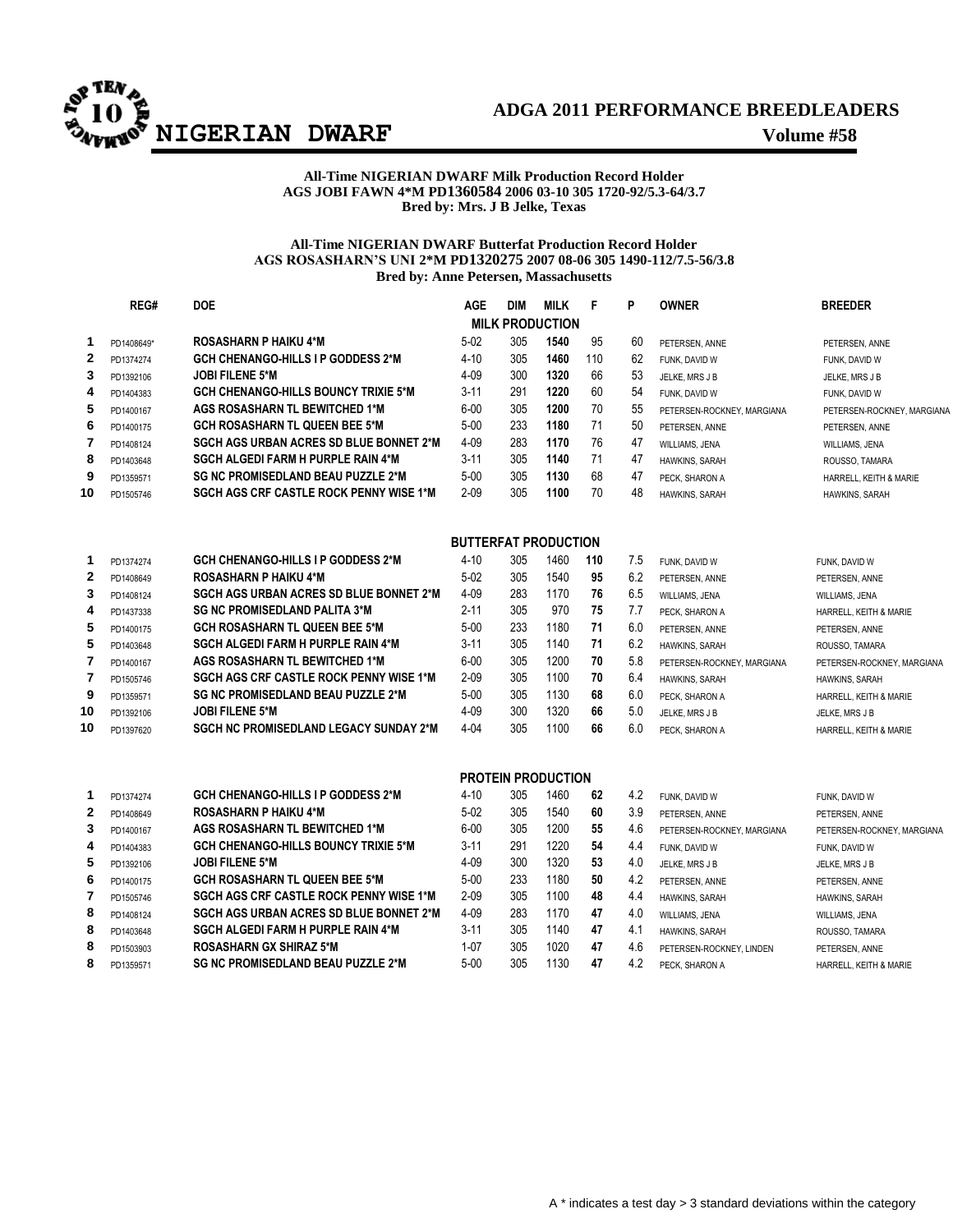# ADGA 2011 PERFORMANCE BREEDLEADERS

## NIGERIAN DWARF

Volume #58

**All-Time NIGERIAN DWARF Milk Production Record Holder**
**AGS JOBI FAWN 4*M PD1360584 2006 03-10 305 1720-92/5.3-64/3.7**
**Bred by: Mrs. J B Jelke, Texas**

**All-Time NIGERIAN DWARF Butterfat Production Record Holder**
**AGS ROSASHARN'S UNI 2*M PD1320275 2007 08-06 305 1490-112/7.5-56/3.8**
**Bred by: Anne Petersen, Massachusetts**

| | REG# | DOE | AGE | DIM | MILK | F | P | OWNER | BREEDER |
|---|---|---|---|---|---|---|---|---|---|
| | | | | | **MILK PRODUCTION** | | | | |
| 1 | PD1408649* | ROSASHARN P HAIKU 4*M | 5-02 | 305 | **1540** | 95 | 60 | PETERSEN, ANNE | PETERSEN, ANNE |
| 2 | PD1374274 | GCH CHENANGO-HILLS I P GODDESS 2*M | 4-10 | 305 | **1460** | 110 | 62 | FUNK, DAVID W | FUNK, DAVID W |
| 3 | PD1392106 | JOBI FILENE 5*M | 4-09 | 300 | **1320** | 66 | 53 | JELKE, MRS J B | JELKE, MRS J B |
| 4 | PD1404383 | GCH CHENANGO-HILLS BOUNCY TRIXIE 5*M | 3-11 | 291 | **1220** | 60 | 54 | FUNK, DAVID W | FUNK, DAVID W |
| 5 | PD1400167 | AGS ROSASHARN TL BEWITCHED 1*M | 6-00 | 305 | **1200** | 70 | 55 | PETERSEN-ROCKNEY, MARGIANA | PETERSEN-ROCKNEY, MARGIANA |
| 6 | PD1400175 | GCH ROSASHARN TL QUEEN BEE 5*M | 5-00 | 233 | **1180** | 71 | 50 | PETERSEN, ANNE | PETERSEN, ANNE |
| 7 | PD1408124 | SGCH AGS URBAN ACRES SD BLUE BONNET 2*M | 4-09 | 283 | **1170** | 76 | 47 | WILLIAMS, JENA | WILLIAMS, JENA |
| 8 | PD1403648 | SGCH ALGEDI FARM H PURPLE RAIN 4*M | 3-11 | 305 | **1140** | 71 | 47 | HAWKINS, SARAH | ROUSSO, TAMARA |
| 9 | PD1359571 | SG NC PROMISEDLAND BEAU PUZZLE 2*M | 5-00 | 305 | **1130** | 68 | 47 | PECK, SHARON A | HARRELL, KEITH & MARIE |
| 10 | PD1505746 | SGCH AGS CRF CASTLE ROCK PENNY WISE 1*M | 2-09 | 305 | **1100** | 70 | 48 | HAWKINS, SARAH | HAWKINS, SARAH |
| | | | | | **BUTTERFAT PRODUCTION** | | | | |
| 1 | PD1374274 | GCH CHENANGO-HILLS I P GODDESS 2*M | 4-10 | 305 | 1460 | **110** | 7.5 | FUNK, DAVID W | FUNK, DAVID W |
| 2 | PD1408649 | ROSASHARN P HAIKU 4*M | 5-02 | 305 | 1540 | **95** | 6.2 | PETERSEN, ANNE | PETERSEN, ANNE |
| 3 | PD1408124 | SGCH AGS URBAN ACRES SD BLUE BONNET 2*M | 4-09 | 283 | 1170 | **76** | 6.5 | WILLIAMS, JENA | WILLIAMS, JENA |
| 4 | PD1437338 | SG NC PROMISEDLAND PALITA 3*M | 2-11 | 305 | 970 | **75** | 7.7 | PECK, SHARON A | HARRELL, KEITH & MARIE |
| 5 | PD1400175 | GCH ROSASHARN TL QUEEN BEE 5*M | 5-00 | 233 | 1180 | **71** | 6.0 | PETERSEN, ANNE | PETERSEN, ANNE |
| 5 | PD1403648 | SGCH ALGEDI FARM H PURPLE RAIN 4*M | 3-11 | 305 | 1140 | **71** | 6.2 | HAWKINS, SARAH | ROUSSO, TAMARA |
| 7 | PD1400167 | AGS ROSASHARN TL BEWITCHED 1*M | 6-00 | 305 | 1200 | **70** | 5.8 | PETERSEN-ROCKNEY, MARGIANA | PETERSEN-ROCKNEY, MARGIANA |
| 7 | PD1505746 | SGCH AGS CRF CASTLE ROCK PENNY WISE 1*M | 2-09 | 305 | 1100 | **70** | 6.4 | HAWKINS, SARAH | HAWKINS, SARAH |
| 9 | PD1359571 | SG NC PROMISEDLAND BEAU PUZZLE 2*M | 5-00 | 305 | 1130 | **68** | 6.0 | PECK, SHARON A | HARRELL, KEITH & MARIE |
| 10 | PD1392106 | JOBI FILENE 5*M | 4-09 | 300 | 1320 | **66** | 5.0 | JELKE, MRS J B | JELKE, MRS J B |
| 10 | PD1397620 | SGCH NC PROMISEDLAND LEGACY SUNDAY 2*M | 4-04 | 305 | 1100 | **66** | 6.0 | PECK, SHARON A | HARRELL, KEITH & MARIE |
| | | | | | **PROTEIN PRODUCTION** | | | | |
| 1 | PD1374274 | GCH CHENANGO-HILLS I P GODDESS 2*M | 4-10 | 305 | 1460 | **62** | 4.2 | FUNK, DAVID W | FUNK, DAVID W |
| 2 | PD1408649 | ROSASHARN P HAIKU 4*M | 5-02 | 305 | 1540 | **60** | 3.9 | PETERSEN, ANNE | PETERSEN, ANNE |
| 3 | PD1400167 | AGS ROSASHARN TL BEWITCHED 1*M | 6-00 | 305 | 1200 | **55** | 4.6 | PETERSEN-ROCKNEY, MARGIANA | PETERSEN-ROCKNEY, MARGIANA |
| 4 | PD1404383 | GCH CHENANGO-HILLS BOUNCY TRIXIE 5*M | 3-11 | 291 | 1220 | **54** | 4.4 | FUNK, DAVID W | FUNK, DAVID W |
| 5 | PD1392106 | JOBI FILENE 5*M | 4-09 | 300 | 1320 | **53** | 4.0 | JELKE, MRS J B | JELKE, MRS J B |
| 6 | PD1400175 | GCH ROSASHARN TL QUEEN BEE 5*M | 5-00 | 233 | 1180 | **50** | 4.2 | PETERSEN, ANNE | PETERSEN, ANNE |
| 7 | PD1505746 | SGCH AGS CRF CASTLE ROCK PENNY WISE 1*M | 2-09 | 305 | 1100 | **48** | 4.4 | HAWKINS, SARAH | HAWKINS, SARAH |
| 8 | PD1408124 | SGCH AGS URBAN ACRES SD BLUE BONNET 2*M | 4-09 | 283 | 1170 | **47** | 4.0 | WILLIAMS, JENA | WILLIAMS, JENA |
| 8 | PD1403648 | SGCH ALGEDI FARM H PURPLE RAIN 4*M | 3-11 | 305 | 1140 | **47** | 4.1 | HAWKINS, SARAH | ROUSSO, TAMARA |
| 8 | PD1503903 | ROSASHARN GX SHIRAZ 5*M | 1-07 | 305 | 1020 | **47** | 4.6 | PETERSEN-ROCKNEY, LINDEN | PETERSEN, ANNE |
| 8 | PD1359571 | SG NC PROMISEDLAND BEAU PUZZLE 2*M | 5-00 | 305 | 1130 | **47** | 4.2 | PECK, SHARON A | HARRELL, KEITH & MARIE |

A * indicates a test day > 3 standard deviations within the category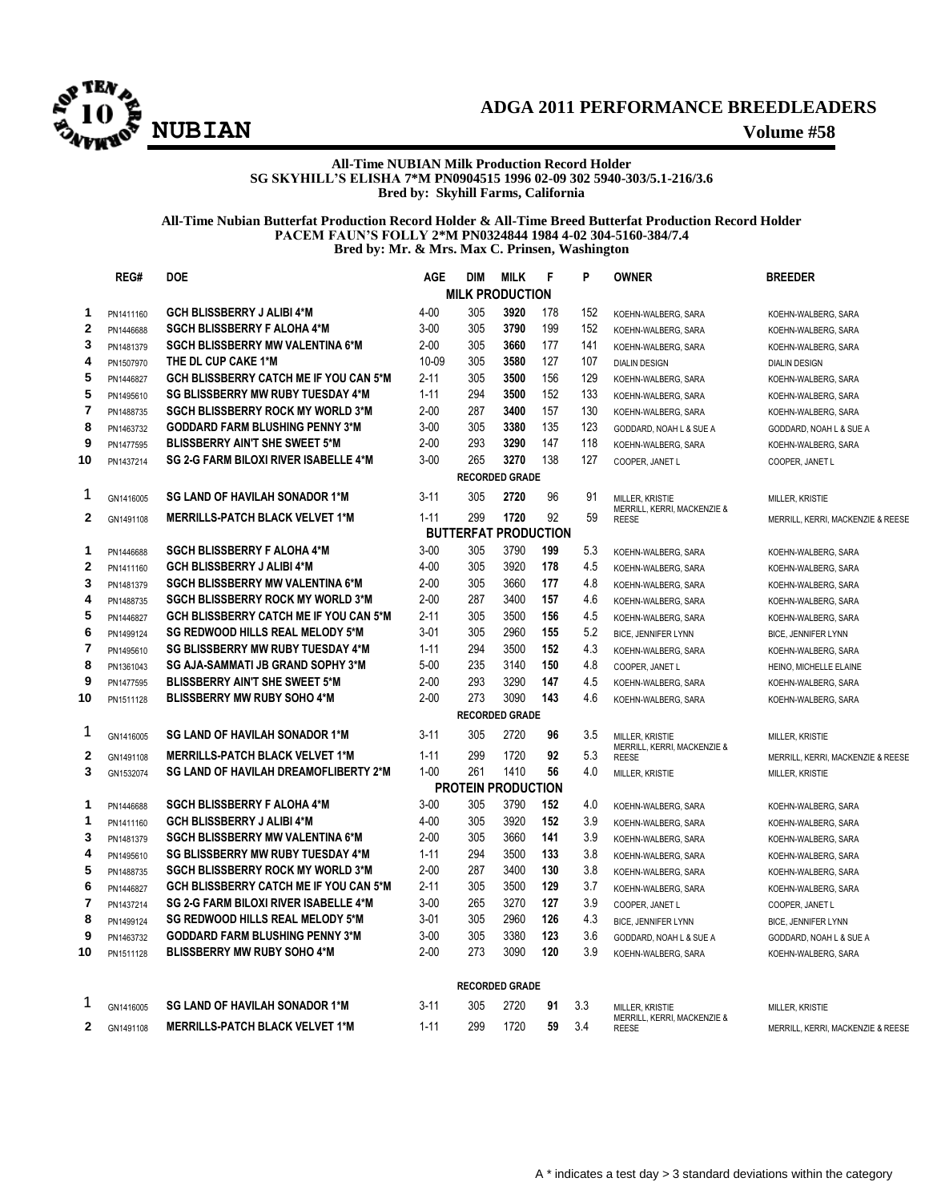# ADGA 2011 PERFORMANCE BREEDLEADERS

## NUBIAN

**Volume #58**

**All-Time NUBIAN Milk Production Record Holder**
**SG SKYHILL'S ELISHA 7*M PN0904515 1996 02-09 302 5940-303/5.1-216/3.6**
**Bred by: Skyhill Farms, California**

**All-Time Nubian Butterfat Production Record Holder & All-Time Breed Butterfat Production Record Holder**
**PACEM FAUN'S FOLLY 2*M PN0324844 1984 4-02 304-5160-384/7.4**
**Bred by: Mr. & Mrs. Max C. Prinsen, Washington**

| | REG# | DOE | AGE | DIM | MILK | F | P | OWNER | BREEDER |
|---|---|---|---|---|---|---|---|---|---|
| | | | | | **MILK PRODUCTION** | | | | |
| 1 | PN1411160 | GCH BLISSBERRY J ALIBI 4*M | 4-00 | 305 | **3920** | 178 | 152 | KOEHN-WALBERG, SARA | KOEHN-WALBERG, SARA |
| 2 | PN1446688 | SGCH BLISSBERRY F ALOHA 4*M | 3-00 | 305 | **3790** | 199 | 152 | KOEHN-WALBERG, SARA | KOEHN-WALBERG, SARA |
| 3 | PN1481379 | SGCH BLISSBERRY MW VALENTINA 6*M | 2-00 | 305 | **3660** | 177 | 141 | KOEHN-WALBERG, SARA | KOEHN-WALBERG, SARA |
| 4 | PN1507970 | THE DL CUP CAKE 1*M | 10-09 | 305 | **3580** | 127 | 107 | DIALIN DESIGN | DIALIN DESIGN |
| 5 | PN1446827 | GCH BLISSBERRY CATCH ME IF YOU CAN 5*M | 2-11 | 305 | **3500** | 156 | 129 | KOEHN-WALBERG, SARA | KOEHN-WALBERG, SARA |
| 5 | PN1495610 | SG BLISSBERRY MW RUBY TUESDAY 4*M | 1-11 | 294 | **3500** | 152 | 133 | KOEHN-WALBERG, SARA | KOEHN-WALBERG, SARA |
| 7 | PN1488735 | SGCH BLISSBERRY ROCK MY WORLD 3*M | 2-00 | 287 | **3400** | 157 | 130 | KOEHN-WALBERG, SARA | KOEHN-WALBERG, SARA |
| 8 | PN1463732 | GODDARD FARM BLUSHING PENNY 3*M | 3-00 | 305 | **3380** | 135 | 123 | GODDARD, NOAH L & SUE A | GODDARD, NOAH L & SUE A |
| 9 | PN1477595 | BLISSBERRY AIN'T SHE SWEET 5*M | 2-00 | 293 | **3290** | 147 | 118 | KOEHN-WALBERG, SARA | KOEHN-WALBERG, SARA |
| 10 | PN1437214 | SG 2-G FARM BILOXI RIVER ISABELLE 4*M | 3-00 | 265 | **3270** | 138 | 127 | COOPER, JANET L | COOPER, JANET L |
| | | | | | **RECORDED GRADE** | | | | |
| 1 | GN1416005 | SG LAND OF HAVILAH SONADOR 1*M | 3-11 | 305 | **2720** | 96 | 91 | MILLER, KRISTIE | MILLER, KRISTIE |
| 2 | GN1491108 | MERRILLS-PATCH BLACK VELVET 1*M | 1-11 | 299 | **1720** | 92 | 59 | MERRILL, KERRI, MACKENZIE & REESE | MERRILL, KERRI, MACKENZIE & REESE |
| | | | | | **BUTTERFAT PRODUCTION** | | | | |
| 1 | PN1446688 | SGCH BLISSBERRY F ALOHA 4*M | 3-00 | 305 | 3790 | **199** | 5.3 | KOEHN-WALBERG, SARA | KOEHN-WALBERG, SARA |
| 2 | PN1411160 | GCH BLISSBERRY J ALIBI 4*M | 4-00 | 305 | 3920 | **178** | 4.5 | KOEHN-WALBERG, SARA | KOEHN-WALBERG, SARA |
| 3 | PN1481379 | SGCH BLISSBERRY MW VALENTINA 6*M | 2-00 | 305 | 3660 | **177** | 4.8 | KOEHN-WALBERG, SARA | KOEHN-WALBERG, SARA |
| 4 | PN1488735 | SGCH BLISSBERRY ROCK MY WORLD 3*M | 2-00 | 287 | 3400 | **157** | 4.6 | KOEHN-WALBERG, SARA | KOEHN-WALBERG, SARA |
| 5 | PN1446827 | GCH BLISSBERRY CATCH ME IF YOU CAN 5*M | 2-11 | 305 | 3500 | **156** | 4.5 | KOEHN-WALBERG, SARA | KOEHN-WALBERG, SARA |
| 6 | PN1499124 | SG REDWOOD HILLS REAL MELODY 5*M | 3-01 | 305 | 2960 | **155** | 5.2 | BICE, JENNIFER LYNN | BICE, JENNIFER LYNN |
| 7 | PN1495610 | SG BLISSBERRY MW RUBY TUESDAY 4*M | 1-11 | 294 | 3500 | **152** | 4.3 | KOEHN-WALBERG, SARA | KOEHN-WALBERG, SARA |
| 8 | PN1361043 | SG AJA-SAMMATI JB GRAND SOPHY 3*M | 5-00 | 235 | 3140 | **150** | 4.8 | COOPER, JANET L | HEINO, MICHELLE ELAINE |
| 9 | PN1477595 | BLISSBERRY AIN'T SHE SWEET 5*M | 2-00 | 293 | 3290 | **147** | 4.5 | KOEHN-WALBERG, SARA | KOEHN-WALBERG, SARA |
| 10 | PN1511128 | BLISSBERRY MW RUBY SOHO 4*M | 2-00 | 273 | 3090 | **143** | 4.6 | KOEHN-WALBERG, SARA | KOEHN-WALBERG, SARA |
| | | | | | **RECORDED GRADE** | | | | |
| 1 | GN1416005 | SG LAND OF HAVILAH SONADOR 1*M | 3-11 | 305 | 2720 | **96** | 3.5 | MILLER, KRISTIE | MILLER, KRISTIE |
| 2 | GN1491108 | MERRILLS-PATCH BLACK VELVET 1*M | 1-11 | 299 | 1720 | **92** | 5.3 | MERRILL, KERRI, MACKENZIE & REESE | MERRILL, KERRI, MACKENZIE & REESE |
| 3 | GN1532074 | SG LAND OF HAVILAH DREAMOFLIBERTY 2*M | 1-00 | 261 | 1410 | **56** | 4.0 | MILLER, KRISTIE | MILLER, KRISTIE |
| | | | | | **PROTEIN PRODUCTION** | | | | |
| 1 | PN1446688 | SGCH BLISSBERRY F ALOHA 4*M | 3-00 | 305 | 3790 | **152** | 4.0 | KOEHN-WALBERG, SARA | KOEHN-WALBERG, SARA |
| 1 | PN1411160 | GCH BLISSBERRY J ALIBI 4*M | 4-00 | 305 | 3920 | **152** | 3.9 | KOEHN-WALBERG, SARA | KOEHN-WALBERG, SARA |
| 3 | PN1481379 | SGCH BLISSBERRY MW VALENTINA 6*M | 2-00 | 305 | 3660 | **141** | 3.9 | KOEHN-WALBERG, SARA | KOEHN-WALBERG, SARA |
| 4 | PN1495610 | SG BLISSBERRY MW RUBY TUESDAY 4*M | 1-11 | 294 | 3500 | **133** | 3.8 | KOEHN-WALBERG, SARA | KOEHN-WALBERG, SARA |
| 5 | PN1488735 | SGCH BLISSBERRY ROCK MY WORLD 3*M | 2-00 | 287 | 3400 | **130** | 3.8 | KOEHN-WALBERG, SARA | KOEHN-WALBERG, SARA |
| 6 | PN1446827 | GCH BLISSBERRY CATCH ME IF YOU CAN 5*M | 2-11 | 305 | 3500 | **129** | 3.7 | KOEHN-WALBERG, SARA | KOEHN-WALBERG, SARA |
| 7 | PN1437214 | SG 2-G FARM BILOXI RIVER ISABELLE 4*M | 3-00 | 265 | 3270 | **127** | 3.9 | COOPER, JANET L | COOPER, JANET L |
| 8 | PN1499124 | SG REDWOOD HILLS REAL MELODY 5*M | 3-01 | 305 | 2960 | **126** | 4.3 | BICE, JENNIFER LYNN | BICE, JENNIFER LYNN |
| 9 | PN1463732 | GODDARD FARM BLUSHING PENNY 3*M | 3-00 | 305 | 3380 | **123** | 3.6 | GODDARD, NOAH L & SUE A | GODDARD, NOAH L & SUE A |
| 10 | PN1511128 | BLISSBERRY MW RUBY SOHO 4*M | 2-00 | 273 | 3090 | **120** | 3.9 | KOEHN-WALBERG, SARA | KOEHN-WALBERG, SARA |
| | | | | | **RECORDED GRADE** | | | | |
| 1 | GN1416005 | SG LAND OF HAVILAH SONADOR 1*M | 3-11 | 305 | 2720 | **91** | 3.3 | MILLER, KRISTIE | MILLER, KRISTIE |
| 2 | GN1491108 | MERRILLS-PATCH BLACK VELVET 1*M | 1-11 | 299 | 1720 | **59** | 3.4 | MERRILL, KERRI, MACKENZIE & REESE | MERRILL, KERRI, MACKENZIE & REESE |

A * indicates a test day > 3 standard deviations within the category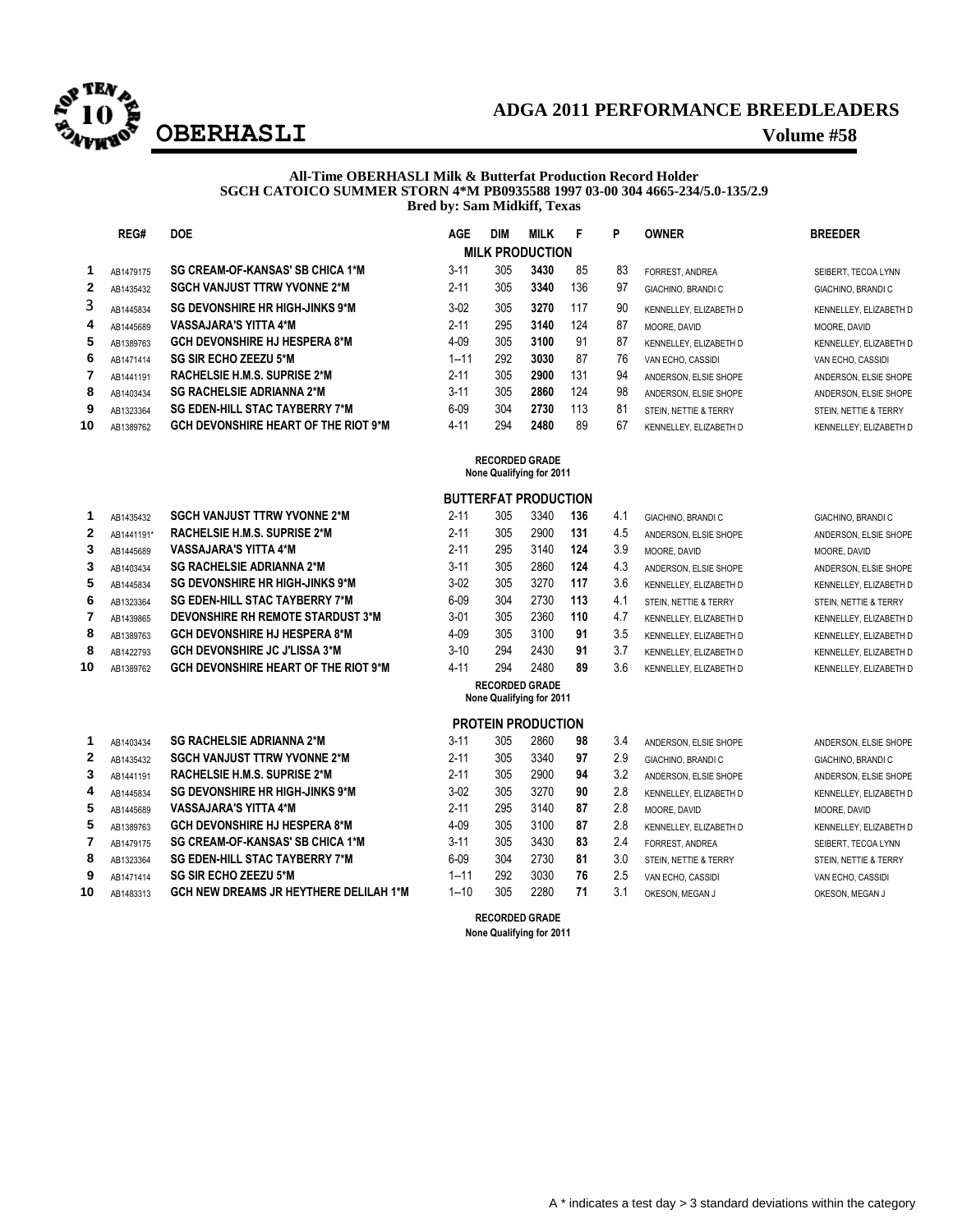# ADGA 2011 PERFORMANCE BREEDLEADERS

## OBERHASLI

**Volume #58**

**All-Time OBERHASLI Milk & Butterfat Production Record Holder**
**SGCH CATOICO SUMMER STORN 4*M PB0935588 1997 03-00 304 4665-234/5.0-135/2.9**
**Bred by: Sam Midkiff, Texas**

### MILK PRODUCTION

| | REG# | DOE | AGE | DIM | MILK | F | P | OWNER | BREEDER |
|---|---|---|---|---|---|---|---|---|---|
| 1 | AB1479175 | SG CREAM-OF-KANSAS' SB CHICA 1*M | 3-11 | 305 | **3430** | 85 | 83 | FORREST, ANDREA | SEIBERT, TECOA LYNN |
| 2 | AB1435432 | SGCH VANJUST TTRW YVONNE 2*M | 2-11 | 305 | **3340** | 136 | 97 | GIACHINO, BRANDI C | GIACHINO, BRANDI C |
| 3 | AB1445834 | SG DEVONSHIRE HR HIGH-JINKS 9*M | 3-02 | 305 | **3270** | 117 | 90 | KENNELLEY, ELIZABETH D | KENNELLEY, ELIZABETH D |
| 4 | AB1445689 | VASSAJARA'S YITTA 4*M | 2-11 | 295 | **3140** | 124 | 87 | MOORE, DAVID | MOORE, DAVID |
| 5 | AB1389763 | GCH DEVONSHIRE HJ HESPERA 8*M | 4-09 | 305 | **3100** | 91 | 87 | KENNELLEY, ELIZABETH D | KENNELLEY, ELIZABETH D |
| 6 | AB1471414 | SG SIR ECHO ZEEZU 5*M | 1--11 | 292 | **3030** | 87 | 76 | VAN ECHO, CASSIDI | VAN ECHO, CASSIDI |
| 7 | AB1441191 | RACHELSIE H.M.S. SUPRISE 2*M | 2-11 | 305 | **2900** | 131 | 94 | ANDERSON, ELSIE SHOPE | ANDERSON, ELSIE SHOPE |
| 8 | AB1403434 | SG RACHELSIE ADRIANNA 2*M | 3-11 | 305 | **2860** | 124 | 98 | ANDERSON, ELSIE SHOPE | ANDERSON, ELSIE SHOPE |
| 9 | AB1323364 | SG EDEN-HILL STAC TAYBERRY 7*M | 6-09 | 304 | **2730** | 113 | 81 | STEIN, NETTIE & TERRY | STEIN, NETTIE & TERRY |
| 10 | AB1389762 | GCH DEVONSHIRE HEART OF THE RIOT 9*M | 4-11 | 294 | **2480** | 89 | 67 | KENNELLEY, ELIZABETH D | KENNELLEY, ELIZABETH D |

**RECORDED GRADE**
**None Qualifying for 2011**

### BUTTERFAT PRODUCTION

| | REG# | DOE | AGE | DIM | MILK | F | % | OWNER | BREEDER |
|---|---|---|---|---|---|---|---|---|---|
| 1 | AB1435432 | SGCH VANJUST TTRW YVONNE 2*M | 2-11 | 305 | 3340 | **136** | 4.1 | GIACHINO, BRANDI C | GIACHINO, BRANDI C |
| 2 | AB1441191* | RACHELSIE H.M.S. SUPRISE 2*M | 2-11 | 305 | 2900 | **131** | 4.5 | ANDERSON, ELSIE SHOPE | ANDERSON, ELSIE SHOPE |
| 3 | AB1445689 | VASSAJARA'S YITTA 4*M | 2-11 | 295 | 3140 | **124** | 3.9 | MOORE, DAVID | MOORE, DAVID |
| 3 | AB1403434 | SG RACHELSIE ADRIANNA 2*M | 3-11 | 305 | 2860 | **124** | 4.3 | ANDERSON, ELSIE SHOPE | ANDERSON, ELSIE SHOPE |
| 5 | AB1445834 | SG DEVONSHIRE HR HIGH-JINKS 9*M | 3-02 | 305 | 3270 | **117** | 3.6 | KENNELLEY, ELIZABETH D | KENNELLEY, ELIZABETH D |
| 6 | AB1323364 | SG EDEN-HILL STAC TAYBERRY 7*M | 6-09 | 304 | 2730 | **113** | 4.1 | STEIN, NETTIE & TERRY | STEIN, NETTIE & TERRY |
| 7 | AB1439865 | DEVONSHIRE RH REMOTE STARDUST 3*M | 3-01 | 305 | 2360 | **110** | 4.7 | KENNELLEY, ELIZABETH D | KENNELLEY, ELIZABETH D |
| 8 | AB1389763 | GCH DEVONSHIRE HJ HESPERA 8*M | 4-09 | 305 | 3100 | **91** | 3.5 | KENNELLEY, ELIZABETH D | KENNELLEY, ELIZABETH D |
| 8 | AB1422793 | GCH DEVONSHIRE JC J'LISSA 3*M | 3-10 | 294 | 2430 | **91** | 3.7 | KENNELLEY, ELIZABETH D | KENNELLEY, ELIZABETH D |
| 10 | AB1389762 | GCH DEVONSHIRE HEART OF THE RIOT 9*M | 4-11 | 294 | 2480 | **89** | 3.6 | KENNELLEY, ELIZABETH D | KENNELLEY, ELIZABETH D |

**RECORDED GRADE**
**None Qualifying for 2011**

### PROTEIN PRODUCTION

| | REG# | DOE | AGE | DIM | MILK | P | % | OWNER | BREEDER |
|---|---|---|---|---|---|---|---|---|---|
| 1 | AB1403434 | SG RACHELSIE ADRIANNA 2*M | 3-11 | 305 | 2860 | **98** | 3.4 | ANDERSON, ELSIE SHOPE | ANDERSON, ELSIE SHOPE |
| 2 | AB1435432 | SGCH VANJUST TTRW YVONNE 2*M | 2-11 | 305 | 3340 | **97** | 2.9 | GIACHINO, BRANDI C | GIACHINO, BRANDI C |
| 3 | AB1441191 | RACHELSIE H.M.S. SUPRISE 2*M | 2-11 | 305 | 2900 | **94** | 3.2 | ANDERSON, ELSIE SHOPE | ANDERSON, ELSIE SHOPE |
| 4 | AB1445834 | SG DEVONSHIRE HR HIGH-JINKS 9*M | 3-02 | 305 | 3270 | **90** | 2.8 | KENNELLEY, ELIZABETH D | KENNELLEY, ELIZABETH D |
| 5 | AB1445689 | VASSAJARA'S YITTA 4*M | 2-11 | 295 | 3140 | **87** | 2.8 | MOORE, DAVID | MOORE, DAVID |
| 5 | AB1389763 | GCH DEVONSHIRE HJ HESPERA 8*M | 4-09 | 305 | 3100 | **87** | 2.8 | KENNELLEY, ELIZABETH D | KENNELLEY, ELIZABETH D |
| 7 | AB1479175 | SG CREAM-OF-KANSAS' SB CHICA 1*M | 3-11 | 305 | 3430 | **83** | 2.4 | FORREST, ANDREA | SEIBERT, TECOA LYNN |
| 8 | AB1323364 | SG EDEN-HILL STAC TAYBERRY 7*M | 6-09 | 304 | 2730 | **81** | 3.0 | STEIN, NETTIE & TERRY | STEIN, NETTIE & TERRY |
| 9 | AB1471414 | SG SIR ECHO ZEEZU 5*M | 1--11 | 292 | 3030 | **76** | 2.5 | VAN ECHO, CASSIDI | VAN ECHO, CASSIDI |
| 10 | AB1483313 | GCH NEW DREAMS JR HEYTHERE DELILAH 1*M | 1--10 | 305 | 2280 | **71** | 3.1 | OKESON, MEGAN J | OKESON, MEGAN J |

**RECORDED GRADE**
**None Qualifying for 2011**

A * indicates a test day > 3 standard deviations within the category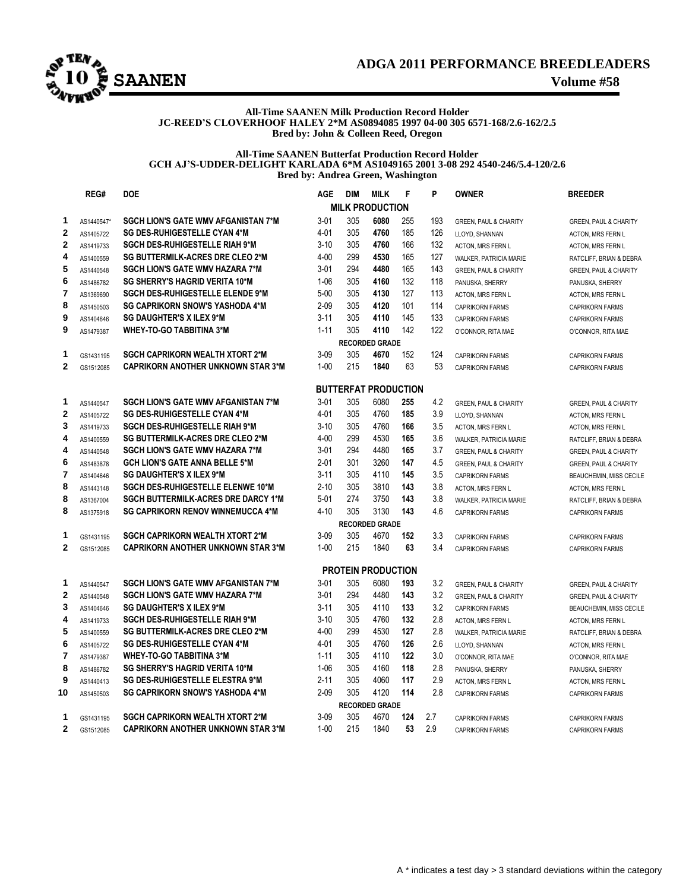# ADGA 2011 PERFORMANCE BREEDLEADERS

## SAANEN

**Volume #58**

**All-Time SAANEN Milk Production Record Holder**
**JC-REED'S CLOVERHOOF HALEY 2*M AS0894085 1997 04-00 305 6571-168/2.6-162/2.5**
**Bred by: John & Colleen Reed, Oregon**

**All-Time SAANEN Butterfat Production Record Holder**
**GCH AJ'S-UDDER-DELIGHT KARLADA 6*M AS1049165 2001 3-08 292 4540-246/5.4-120/2.6**
**Bred by: Andrea Green, Washington**

| | REG# | DOE | AGE | DIM | MILK | F | P | OWNER | BREEDER |
|---|---|---|---|---|---|---|---|---|---|
| | | | | | **MILK PRODUCTION** | | | | |
| 1 | AS1440547* | SGCH LION'S GATE WMV AFGANISTAN 7*M | 3-01 | 305 | **6080** | 255 | 193 | GREEN, PAUL & CHARITY | GREEN, PAUL & CHARITY |
| 2 | AS1405722 | SG DES-RUHIGESTELLE CYAN 4*M | 4-01 | 305 | **4760** | 185 | 126 | LLOYD, SHANNAN | ACTON, MRS FERN L |
| 2 | AS1419733 | SGCH DES-RUHIGESTELLE RIAH 9*M | 3-10 | 305 | **4760** | 166 | 132 | ACTON, MRS FERN L | ACTON, MRS FERN L |
| 4 | AS1400559 | SG BUTTERMILK-ACRES DRE CLEO 2*M | 4-00 | 299 | **4530** | 165 | 127 | WALKER, PATRICIA MARIE | RATCLIFF, BRIAN & DEBRA |
| 5 | AS1440548 | SGCH LION'S GATE WMV HAZARA 7*M | 3-01 | 294 | **4480** | 165 | 143 | GREEN, PAUL & CHARITY | GREEN, PAUL & CHARITY |
| 6 | AS1486782 | SG SHERRY'S HAGRID VERITA 10*M | 1-06 | 305 | **4160** | 132 | 118 | PANUSKA, SHERRY | PANUSKA, SHERRY |
| 7 | AS1369690 | SGCH DES-RUHIGESTELLE ELENDE 9*M | 5-00 | 305 | **4130** | 127 | 113 | ACTON, MRS FERN L | ACTON, MRS FERN L |
| 8 | AS1450503 | SG CAPRIKORN SNOW'S YASHODA 4*M | 2-09 | 305 | **4120** | 101 | 114 | CAPRIKORN FARMS | CAPRIKORN FARMS |
| 9 | AS1404646 | SG DAUGHTER'S X ILEX 9*M | 3-11 | 305 | **4110** | 145 | 133 | CAPRIKORN FARMS | CAPRIKORN FARMS |
| 9 | AS1479387 | WHEY-TO-GO TABBITINA 3*M | 1-11 | 305 | **4110** | 142 | 122 | O'CONNOR, RITA MAE | O'CONNOR, RITA MAE |
| | | | | | **RECORDED GRADE** | | | | |
| 1 | GS1431195 | SGCH CAPRIKORN WEALTH XTORT 2*M | 3-09 | 305 | **4670** | 152 | 124 | CAPRIKORN FARMS | CAPRIKORN FARMS |
| 2 | GS1512085 | CAPRIKORN ANOTHER UNKNOWN STAR 3*M | 1-00 | 215 | **1840** | 63 | 53 | CAPRIKORN FARMS | CAPRIKORN FARMS |
| | | | | | **BUTTERFAT PRODUCTION** | | | | |
| 1 | AS1440547 | SGCH LION'S GATE WMV AFGANISTAN 7*M | 3-01 | 305 | 6080 | **255** | 4.2 | GREEN, PAUL & CHARITY | GREEN, PAUL & CHARITY |
| 2 | AS1405722 | SG DES-RUHIGESTELLE CYAN 4*M | 4-01 | 305 | 4760 | **185** | 3.9 | LLOYD, SHANNAN | ACTON, MRS FERN L |
| 3 | AS1419733 | SGCH DES-RUHIGESTELLE RIAH 9*M | 3-10 | 305 | 4760 | **166** | 3.5 | ACTON, MRS FERN L | ACTON, MRS FERN L |
| 4 | AS1400559 | SG BUTTERMILK-ACRES DRE CLEO 2*M | 4-00 | 299 | 4530 | **165** | 3.6 | WALKER, PATRICIA MARIE | RATCLIFF, BRIAN & DEBRA |
| 4 | AS1440548 | SGCH LION'S GATE WMV HAZARA 7*M | 3-01 | 294 | 4480 | **165** | 3.7 | GREEN, PAUL & CHARITY | GREEN, PAUL & CHARITY |
| 6 | AS1483878 | GCH LION'S GATE ANNA BELLE 5*M | 2-01 | 301 | 3260 | **147** | 4.5 | GREEN, PAUL & CHARITY | GREEN, PAUL & CHARITY |
| 7 | AS1404646 | SG DAUGHTER'S X ILEX 9*M | 3-11 | 305 | 4110 | **145** | 3.5 | CAPRIKORN FARMS | BEAUCHEMIN, MISS CECILE |
| 8 | AS1443148 | SGCH DES-RUHIGESTELLE ELENWE 10*M | 2-10 | 305 | 3810 | **143** | 3.8 | ACTON, MRS FERN L | ACTON, MRS FERN L |
| 8 | AS1367004 | SGCH BUTTERMILK-ACRES DRE DARCY 1*M | 5-01 | 274 | 3750 | **143** | 3.8 | WALKER, PATRICIA MARIE | RATCLIFF, BRIAN & DEBRA |
| 8 | AS1375918 | SG CAPRIKORN RENOV WINNEMUCCA 4*M | 4-10 | 305 | 3130 | **143** | 4.6 | CAPRIKORN FARMS | CAPRIKORN FARMS |
| | | | | | **RECORDED GRADE** | | | | |
| 1 | GS1431195 | SGCH CAPRIKORN WEALTH XTORT 2*M | 3-09 | 305 | 4670 | **152** | 3.3 | CAPRIKORN FARMS | CAPRIKORN FARMS |
| 2 | GS1512085 | CAPRIKORN ANOTHER UNKNOWN STAR 3*M | 1-00 | 215 | 1840 | **63** | 3.4 | CAPRIKORN FARMS | CAPRIKORN FARMS |
| | | | | | **PROTEIN PRODUCTION** | | | | |
| 1 | AS1440547 | SGCH LION'S GATE WMV AFGANISTAN 7*M | 3-01 | 305 | 6080 | **193** | 3.2 | GREEN, PAUL & CHARITY | GREEN, PAUL & CHARITY |
| 2 | AS1440548 | SGCH LION'S GATE WMV HAZARA 7*M | 3-01 | 294 | 4480 | **143** | 3.2 | GREEN, PAUL & CHARITY | GREEN, PAUL & CHARITY |
| 3 | AS1404646 | SG DAUGHTER'S X ILEX 9*M | 3-11 | 305 | 4110 | **133** | 3.2 | CAPRIKORN FARMS | BEAUCHEMIN, MISS CECILE |
| 4 | AS1419733 | SGCH DES-RUHIGESTELLE RIAH 9*M | 3-10 | 305 | 4760 | **132** | 2.8 | ACTON, MRS FERN L | ACTON, MRS FERN L |
| 5 | AS1400559 | SG BUTTERMILK-ACRES DRE CLEO 2*M | 4-00 | 299 | 4530 | **127** | 2.8 | WALKER, PATRICIA MARIE | RATCLIFF, BRIAN & DEBRA |
| 6 | AS1405722 | SG DES-RUHIGESTELLE CYAN 4*M | 4-01 | 305 | 4760 | **126** | 2.6 | LLOYD, SHANNAN | ACTON, MRS FERN L |
| 7 | AS1479387 | WHEY-TO-GO TABBITINA 3*M | 1-11 | 305 | 4110 | **122** | 3.0 | O'CONNOR, RITA MAE | O'CONNOR, RITA MAE |
| 8 | AS1486782 | SG SHERRY'S HAGRID VERITA 10*M | 1-06 | 305 | 4160 | **118** | 2.8 | PANUSKA, SHERRY | PANUSKA, SHERRY |
| 9 | AS1440413 | SG DES-RUHIGESTELLE ELESTRA 9*M | 2-11 | 305 | 4060 | **117** | 2.9 | ACTON, MRS FERN L | ACTON, MRS FERN L |
| 10 | AS1450503 | SG CAPRIKORN SNOW'S YASHODA 4*M | 2-09 | 305 | 4120 | **114** | 2.8 | CAPRIKORN FARMS | CAPRIKORN FARMS |
| | | | | | **RECORDED GRADE** | | | | |
| 1 | GS1431195 | SGCH CAPRIKORN WEALTH XTORT 2*M | 3-09 | 305 | 4670 | **124** | 2.7 | CAPRIKORN FARMS | CAPRIKORN FARMS |
| 2 | GS1512085 | CAPRIKORN ANOTHER UNKNOWN STAR 3*M | 1-00 | 215 | 1840 | **53** | 2.9 | CAPRIKORN FARMS | CAPRIKORN FARMS |

A * indicates a test day > 3 standard deviations within the category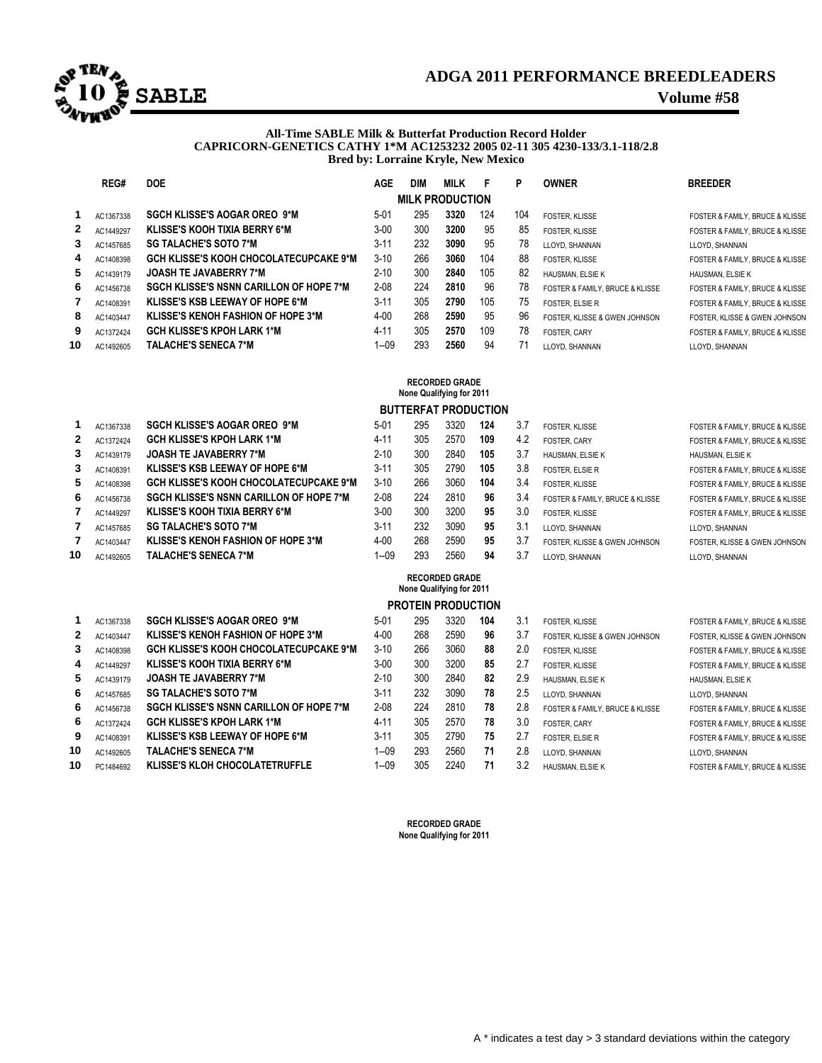# ADGA 2011 PERFORMANCE BREEDLEADERS

## SABLE

**All-Time SABLE Milk & Butterfat Production Record Holder**
**CAPRICORN-GENETICS CATHY 1*M AC1253232 2005 02-11 305 4230-133/3.1-118/2.8**
**Bred by: Lorraine Kryle, New Mexico**

### MILK PRODUCTION

| | REG# | DOE | AGE | DIM | MILK | F | P | OWNER | BREEDER |
|---|---|---|---|---|---|---|---|---|---|
| 1 | AC1367338 | SGCH KLISSE'S AOGAR OREO 9*M | 5-01 | 295 | **3320** | 124 | 104 | FOSTER, KLISSE | FOSTER & FAMILY, BRUCE & KLISSE |
| 2 | AC1449297 | KLISSE'S KOOH TIXIA BERRY 6*M | 3-00 | 300 | **3200** | 95 | 85 | FOSTER, KLISSE | FOSTER & FAMILY, BRUCE & KLISSE |
| 3 | AC1457685 | SG TALACHE'S SOTO 7*M | 3-11 | 232 | **3090** | 95 | 78 | LLOYD, SHANNAN | LLOYD, SHANNAN |
| 4 | AC1408398 | GCH KLISSE'S KOOH CHOCOLATECUPCAKE 9*M | 3-10 | 266 | **3060** | 104 | 88 | FOSTER, KLISSE | FOSTER & FAMILY, BRUCE & KLISSE |
| 5 | AC1439179 | JOASH TE JAVABERRY 7*M | 2-10 | 300 | **2840** | 105 | 82 | HAUSMAN, ELSIE K | HAUSMAN, ELSIE K |
| 6 | AC1456738 | SGCH KLISSE'S NSNN CARILLON OF HOPE 7*M | 2-08 | 224 | **2810** | 96 | 78 | FOSTER & FAMILY, BRUCE & KLISSE | FOSTER & FAMILY, BRUCE & KLISSE |
| 7 | AC1408391 | KLISSE'S KSB LEEWAY OF HOPE 6*M | 3-11 | 305 | **2790** | 105 | 75 | FOSTER, ELSIE R | FOSTER & FAMILY, BRUCE & KLISSE |
| 8 | AC1403447 | KLISSE'S KENOH FASHION OF HOPE 3*M | 4-00 | 268 | **2590** | 95 | 96 | FOSTER, KLISSE & GWEN JOHNSON | FOSTER, KLISSE & GWEN JOHNSON |
| 9 | AC1372424 | GCH KLISSE'S KPOH LARK 1*M | 4-11 | 305 | **2570** | 109 | 78 | FOSTER, CARY | FOSTER & FAMILY, BRUCE & KLISSE |
| 10 | AC1492605 | TALACHE'S SENECA 7*M | 1--09 | 293 | **2560** | 94 | 71 | LLOYD, SHANNAN | LLOYD, SHANNAN |

**RECORDED GRADE**
**None Qualifying for 2011**

### BUTTERFAT PRODUCTION

| | REG# | DOE | AGE | DIM | MILK | F | % | OWNER | BREEDER |
|---|---|---|---|---|---|---|---|---|---|
| 1 | AC1367338 | SGCH KLISSE'S AOGAR OREO 9*M | 5-01 | 295 | 3320 | **124** | 3.7 | FOSTER, KLISSE | FOSTER & FAMILY, BRUCE & KLISSE |
| 2 | AC1372424 | GCH KLISSE'S KPOH LARK 1*M | 4-11 | 305 | 2570 | **109** | 4.2 | FOSTER, CARY | FOSTER & FAMILY, BRUCE & KLISSE |
| 3 | AC1439179 | JOASH TE JAVABERRY 7*M | 2-10 | 300 | 2840 | **105** | 3.7 | HAUSMAN, ELSIE K | HAUSMAN, ELSIE K |
| 3 | AC1408391 | KLISSE'S KSB LEEWAY OF HOPE 6*M | 3-11 | 305 | 2790 | **105** | 3.8 | FOSTER, ELSIE R | FOSTER & FAMILY, BRUCE & KLISSE |
| 5 | AC1408398 | GCH KLISSE'S KOOH CHOCOLATECUPCAKE 9*M | 3-10 | 266 | 3060 | **104** | 3.4 | FOSTER, KLISSE | FOSTER & FAMILY, BRUCE & KLISSE |
| 6 | AC1456738 | SGCH KLISSE'S NSNN CARILLON OF HOPE 7*M | 2-08 | 224 | 2810 | **96** | 3.4 | FOSTER & FAMILY, BRUCE & KLISSE | FOSTER & FAMILY, BRUCE & KLISSE |
| 7 | AC1449297 | KLISSE'S KOOH TIXIA BERRY 6*M | 3-00 | 300 | 3200 | **95** | 3.0 | FOSTER, KLISSE | FOSTER & FAMILY, BRUCE & KLISSE |
| 7 | AC1457685 | SG TALACHE'S SOTO 7*M | 3-11 | 232 | 3090 | **95** | 3.1 | LLOYD, SHANNAN | LLOYD, SHANNAN |
| 7 | AC1403447 | KLISSE'S KENOH FASHION OF HOPE 3*M | 4-00 | 268 | 2590 | **95** | 3.7 | FOSTER, KLISSE & GWEN JOHNSON | FOSTER, KLISSE & GWEN JOHNSON |
| 10 | AC1492605 | TALACHE'S SENECA 7*M | 1--09 | 293 | 2560 | **94** | 3.7 | LLOYD, SHANNAN | LLOYD, SHANNAN |

**RECORDED GRADE**
**None Qualifying for 2011**

### PROTEIN PRODUCTION

| | REG# | DOE | AGE | DIM | MILK | P | % | OWNER | BREEDER |
|---|---|---|---|---|---|---|---|---|---|
| 1 | AC1367338 | SGCH KLISSE'S AOGAR OREO 9*M | 5-01 | 295 | 3320 | **104** | 3.1 | FOSTER, KLISSE | FOSTER & FAMILY, BRUCE & KLISSE |
| 2 | AC1403447 | KLISSE'S KENOH FASHION OF HOPE 3*M | 4-00 | 268 | 2590 | **96** | 3.7 | FOSTER, KLISSE & GWEN JOHNSON | FOSTER, KLISSE & GWEN JOHNSON |
| 3 | AC1408398 | GCH KLISSE'S KOOH CHOCOLATECUPCAKE 9*M | 3-10 | 266 | 3060 | **88** | 2.0 | FOSTER, KLISSE | FOSTER & FAMILY, BRUCE & KLISSE |
| 4 | AC1449297 | KLISSE'S KOOH TIXIA BERRY 6*M | 3-00 | 300 | 3200 | **85** | 2.7 | FOSTER, KLISSE | FOSTER & FAMILY, BRUCE & KLISSE |
| 5 | AC1439179 | JOASH TE JAVABERRY 7*M | 2-10 | 300 | 2840 | **82** | 2.9 | HAUSMAN, ELSIE K | HAUSMAN, ELSIE K |
| 6 | AC1457685 | SG TALACHE'S SOTO 7*M | 3-11 | 232 | 3090 | **78** | 2.5 | LLOYD, SHANNAN | LLOYD, SHANNAN |
| 6 | AC1456738 | SGCH KLISSE'S NSNN CARILLON OF HOPE 7*M | 2-08 | 224 | 2810 | **78** | 2.8 | FOSTER & FAMILY, BRUCE & KLISSE | FOSTER & FAMILY, BRUCE & KLISSE |
| 6 | AC1372424 | GCH KLISSE'S KPOH LARK 1*M | 4-11 | 305 | 2570 | **78** | 3.0 | FOSTER, CARY | FOSTER & FAMILY, BRUCE & KLISSE |
| 9 | AC1408391 | KLISSE'S KSB LEEWAY OF HOPE 6*M | 3-11 | 305 | 2790 | **75** | 2.7 | FOSTER, ELSIE R | FOSTER & FAMILY, BRUCE & KLISSE |
| 10 | AC1492605 | TALACHE'S SENECA 7*M | 1--09 | 293 | 2560 | **71** | 2.8 | LLOYD, SHANNAN | LLOYD, SHANNAN |
| 10 | PC1484692 | KLISSE'S KLOH CHOCOLATETRUFFLE | 1--09 | 305 | 2240 | **71** | 3.2 | HAUSMAN, ELSIE K | FOSTER & FAMILY, BRUCE & KLISSE |

**RECORDED GRADE**
**None Qualifying for 2011**

A * indicates a test day > 3 standard deviations within the category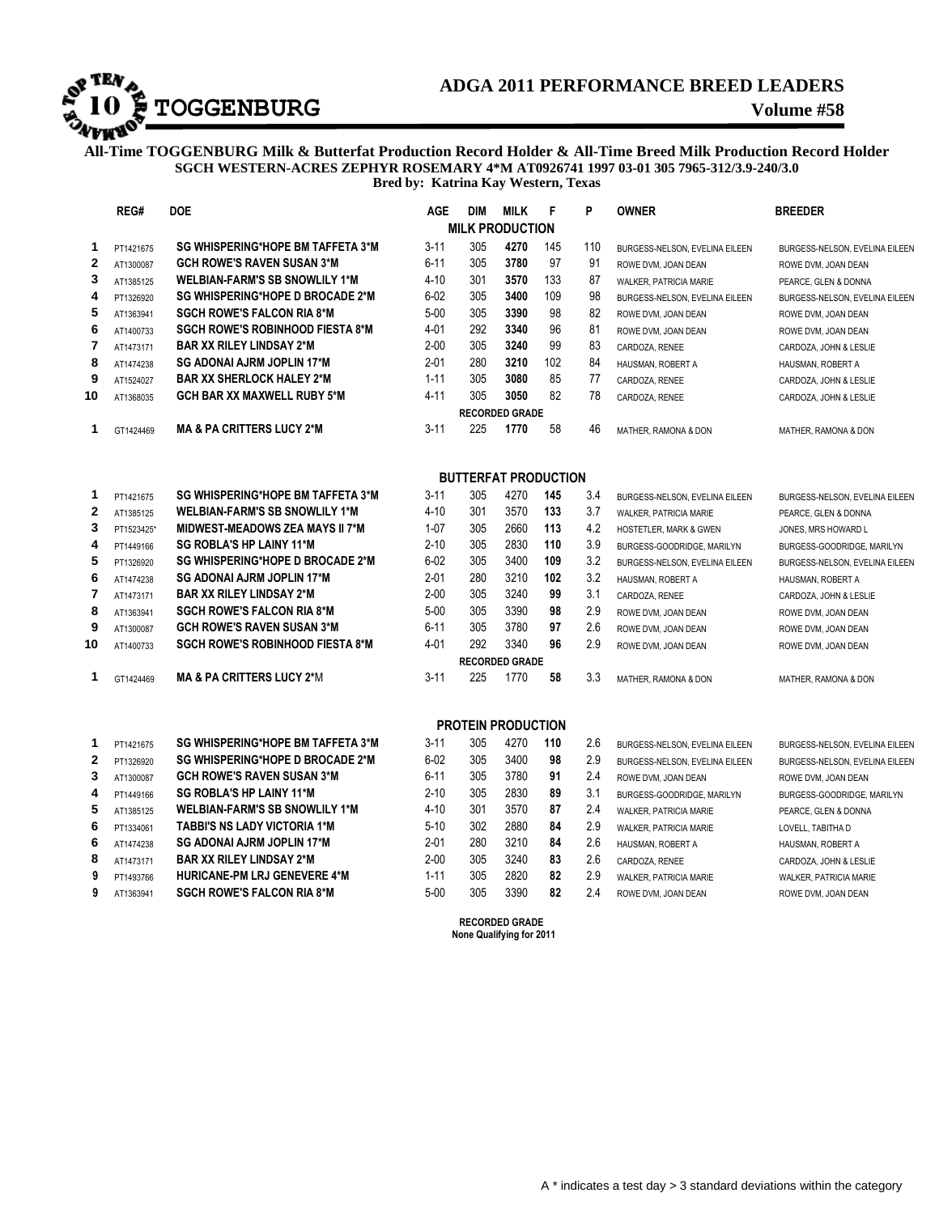# ADGA 2011 PERFORMANCE BREED LEADERS

## TOGGENBURG

**Volume #58**

**All-Time TOGGENBURG Milk & Butterfat Production Record Holder & All-Time Breed Milk Production Record Holder**
**SGCH WESTERN-ACRES ZEPHYR ROSEMARY 4*M AT0926741 1997 03-01 305 7965-312/3.9-240/3.0**
**Bred by: Katrina Kay Western, Texas**

| | REG# | DOE | AGE | DIM | MILK | F | P | OWNER | BREEDER |
|---|---|---|---|---|---|---|---|---|---|
| | | | | **MILK PRODUCTION** | | | | | |
| 1 | PT1421675 | **SG WHISPERING*HOPE BM TAFFETA 3*M** | 3-11 | 305 | **4270** | 145 | 110 | BURGESS-NELSON, EVELINA EILEEN | BURGESS-NELSON, EVELINA EILEEN |
| 2 | AT1300087 | **GCH ROWE'S RAVEN SUSAN 3*M** | 6-11 | 305 | **3780** | 97 | 91 | ROWE DVM, JOAN DEAN | ROWE DVM, JOAN DEAN |
| 3 | AT1385125 | **WELBIAN-FARM'S SB SNOWLILY 1*M** | 4-10 | 301 | **3570** | 133 | 87 | WALKER, PATRICIA MARIE | PEARCE, GLEN & DONNA |
| 4 | PT1326920 | **SG WHISPERING*HOPE D BROCADE 2*M** | 6-02 | 305 | **3400** | 109 | 98 | BURGESS-NELSON, EVELINA EILEEN | BURGESS-NELSON, EVELINA EILEEN |
| 5 | AT1363941 | **SGCH ROWE'S FALCON RIA 8*M** | 5-00 | 305 | **3390** | 98 | 82 | ROWE DVM, JOAN DEAN | ROWE DVM, JOAN DEAN |
| 6 | AT1400733 | **SGCH ROWE'S ROBINHOOD FIESTA 8*M** | 4-01 | 292 | **3340** | 96 | 81 | ROWE DVM, JOAN DEAN | ROWE DVM, JOAN DEAN |
| 7 | AT1473171 | **BAR XX RILEY LINDSAY 2*M** | 2-00 | 305 | **3240** | 99 | 83 | CARDOZA, RENEE | CARDOZA, JOHN & LESLIE |
| 8 | AT1474238 | **SG ADONAI AJRM JOPLIN 17*M** | 2-01 | 280 | **3210** | 102 | 84 | HAUSMAN, ROBERT A | HAUSMAN, ROBERT A |
| 9 | AT1524027 | **BAR XX SHERLOCK HALEY 2*M** | 1-11 | 305 | **3080** | 85 | 77 | CARDOZA, RENEE | CARDOZA, JOHN & LESLIE |
| 10 | AT1368035 | **GCH BAR XX MAXWELL RUBY 5*M** | 4-11 | 305 | **3050** | 82 | 78 | CARDOZA, RENEE | CARDOZA, JOHN & LESLIE |
| | | | | **RECORDED GRADE** | | | | | |
| 1 | GT1424469 | **MA & PA CRITTERS LUCY 2*M** | 3-11 | 225 | **1770** | 58 | 46 | MATHER, RAMONA & DON | MATHER, RAMONA & DON |

| | REG# | DOE | AGE | DIM | MILK | F | % | OWNER | BREEDER |
|---|---|---|---|---|---|---|---|---|---|
| | | | | **BUTTERFAT PRODUCTION** | | | | | |
| 1 | PT1421675 | **SG WHISPERING*HOPE BM TAFFETA 3*M** | 3-11 | 305 | 4270 | **145** | 3.4 | BURGESS-NELSON, EVELINA EILEEN | BURGESS-NELSON, EVELINA EILEEN |
| 2 | AT1385125 | **WELBIAN-FARM'S SB SNOWLILY 1*M** | 4-10 | 301 | 3570 | **133** | 3.7 | WALKER, PATRICIA MARIE | PEARCE, GLEN & DONNA |
| 3 | PT1523425* | **MIDWEST-MEADOWS ZEA MAYS II 7*M** | 1-07 | 305 | 2660 | **113** | 4.2 | HOSTETLER, MARK & GWEN | JONES, MRS HOWARD L |
| 4 | PT1449166 | **SG ROBLA'S HP LAINY 11*M** | 2-10 | 305 | 2830 | **110** | 3.9 | BURGESS-GOODRIDGE, MARILYN | BURGESS-GOODRIDGE, MARILYN |
| 5 | PT1326920 | **SG WHISPERING*HOPE D BROCADE 2*M** | 6-02 | 305 | 3400 | **109** | 3.2 | BURGESS-NELSON, EVELINA EILEEN | BURGESS-NELSON, EVELINA EILEEN |
| 6 | AT1474238 | **SG ADONAI AJRM JOPLIN 17*M** | 2-01 | 280 | 3210 | **102** | 3.2 | HAUSMAN, ROBERT A | HAUSMAN, ROBERT A |
| 7 | AT1473171 | **BAR XX RILEY LINDSAY 2*M** | 2-00 | 305 | 3240 | **99** | 3.1 | CARDOZA, RENEE | CARDOZA, JOHN & LESLIE |
| 8 | AT1363941 | **SGCH ROWE'S FALCON RIA 8*M** | 5-00 | 305 | 3390 | **98** | 2.9 | ROWE DVM, JOAN DEAN | ROWE DVM, JOAN DEAN |
| 9 | AT1300087 | **GCH ROWE'S RAVEN SUSAN 3*M** | 6-11 | 305 | 3780 | **97** | 2.6 | ROWE DVM, JOAN DEAN | ROWE DVM, JOAN DEAN |
| 10 | AT1400733 | **SGCH ROWE'S ROBINHOOD FIESTA 8*M** | 4-01 | 292 | 3340 | **96** | 2.9 | ROWE DVM, JOAN DEAN | ROWE DVM, JOAN DEAN |
| | | | | **RECORDED GRADE** | | | | | |
| 1 | GT1424469 | **MA & PA CRITTERS LUCY 2***M | 3-11 | 225 | 1770 | **58** | 3.3 | MATHER, RAMONA & DON | MATHER, RAMONA & DON |

| | REG# | DOE | AGE | DIM | MILK | P | % | OWNER | BREEDER |
|---|---|---|---|---|---|---|---|---|---|
| | | | | **PROTEIN PRODUCTION** | | | | | |
| 1 | PT1421675 | **SG WHISPERING*HOPE BM TAFFETA 3*M** | 3-11 | 305 | 4270 | **110** | 2.6 | BURGESS-NELSON, EVELINA EILEEN | BURGESS-NELSON, EVELINA EILEEN |
| 2 | PT1326920 | **SG WHISPERING*HOPE D BROCADE 2*M** | 6-02 | 305 | 3400 | **98** | 2.9 | BURGESS-NELSON, EVELINA EILEEN | BURGESS-NELSON, EVELINA EILEEN |
| 3 | AT1300087 | **GCH ROWE'S RAVEN SUSAN 3*M** | 6-11 | 305 | 3780 | **91** | 2.4 | ROWE DVM, JOAN DEAN | ROWE DVM, JOAN DEAN |
| 4 | PT1449166 | **SG ROBLA'S HP LAINY 11*M** | 2-10 | 305 | 2830 | **89** | 3.1 | BURGESS-GOODRIDGE, MARILYN | BURGESS-GOODRIDGE, MARILYN |
| 5 | AT1385125 | **WELBIAN-FARM'S SB SNOWLILY 1*M** | 4-10 | 301 | 3570 | **87** | 2.4 | WALKER, PATRICIA MARIE | PEARCE, GLEN & DONNA |
| 6 | PT1334061 | **TABBI'S NS LADY VICTORIA 1*M** | 5-10 | 302 | 2880 | **84** | 2.9 | WALKER, PATRICIA MARIE | LOVELL, TABITHA D |
| 6 | AT1474238 | **SG ADONAI AJRM JOPLIN 17*M** | 2-01 | 280 | 3210 | **84** | 2.6 | HAUSMAN, ROBERT A | HAUSMAN, ROBERT A |
| 8 | AT1473171 | **BAR XX RILEY LINDSAY 2*M** | 2-00 | 305 | 3240 | **83** | 2.6 | CARDOZA, RENEE | CARDOZA, JOHN & LESLIE |
| 9 | PT1493766 | **HURICANE-PM LRJ GENEVERE 4*M** | 1-11 | 305 | 2820 | **82** | 2.9 | WALKER, PATRICIA MARIE | WALKER, PATRICIA MARIE |
| 9 | AT1363941 | **SGCH ROWE'S FALCON RIA 8*M** | 5-00 | 305 | 3390 | **82** | 2.4 | ROWE DVM, JOAN DEAN | ROWE DVM, JOAN DEAN |

**RECORDED GRADE**
**None Qualifying for 2011**

A * indicates a test day > 3 standard deviations within the category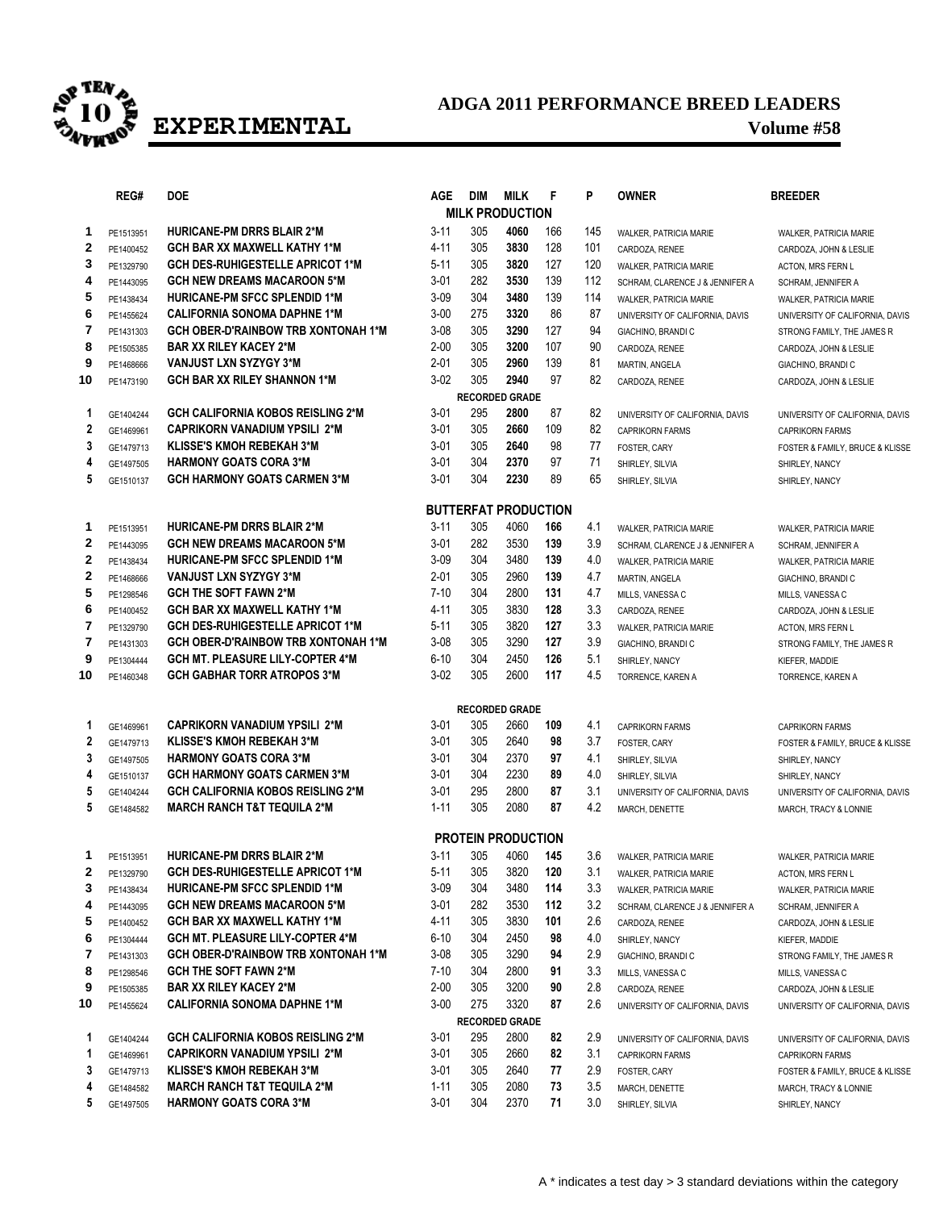# ADGA 2011 PERFORMANCE BREED LEADERS

## EXPERIMENTAL

Volume #58

| | REG# | DOE | AGE | DIM | MILK | F | P | OWNER | BREEDER |
|---|---|---|---|---|---|---|---|---|---|
| | | | | | **MILK PRODUCTION** | | | | |
| 1 | PE1513951 | HURICANE-PM DRRS BLAIR 2*M | 3-11 | 305 | **4060** | 166 | 145 | WALKER, PATRICIA MARIE | WALKER, PATRICIA MARIE |
| 2 | PE1400452 | GCH BAR XX MAXWELL KATHY 1*M | 4-11 | 305 | **3830** | 128 | 101 | CARDOZA, RENEE | CARDOZA, JOHN & LESLIE |
| 3 | PE1329790 | GCH DES-RUHIGESTELLE APRICOT 1*M | 5-11 | 305 | **3820** | 127 | 120 | WALKER, PATRICIA MARIE | ACTON, MRS FERN L |
| 4 | PE1443095 | GCH NEW DREAMS MACAROON 5*M | 3-01 | 282 | **3530** | 139 | 112 | SCHRAM, CLARENCE J & JENNIFER A | SCHRAM, JENNIFER A |
| 5 | PE1438434 | HURICANE-PM SFCC SPLENDID 1*M | 3-09 | 304 | **3480** | 139 | 114 | WALKER, PATRICIA MARIE | WALKER, PATRICIA MARIE |
| 6 | PE1455624 | CALIFORNIA SONOMA DAPHNE 1*M | 3-00 | 275 | **3320** | 86 | 87 | UNIVERSITY OF CALIFORNIA, DAVIS | UNIVERSITY OF CALIFORNIA, DAVIS |
| 7 | PE1431303 | GCH OBER-D'RAINBOW TRB XONTONAH 1*M | 3-08 | 305 | **3290** | 127 | 94 | GIACHINO, BRANDI C | STRONG FAMILY, THE JAMES R |
| 8 | PE1505385 | BAR XX RILEY KACEY 2*M | 2-00 | 305 | **3200** | 107 | 90 | CARDOZA, RENEE | CARDOZA, JOHN & LESLIE |
| 9 | PE1468666 | VANJUST LXN SYZYGY 3*M | 2-01 | 305 | **2960** | 139 | 81 | MARTIN, ANGELA | GIACHINO, BRANDI C |
| 10 | PE1473190 | GCH BAR XX RILEY SHANNON 1*M | 3-02 | 305 | **2940** | 97 | 82 | CARDOZA, RENEE | CARDOZA, JOHN & LESLIE |
| | | | | | **RECORDED GRADE** | | | | |
| 1 | GE1404244 | GCH CALIFORNIA KOBOS REISLING 2*M | 3-01 | 295 | **2800** | 87 | 82 | UNIVERSITY OF CALIFORNIA, DAVIS | UNIVERSITY OF CALIFORNIA, DAVIS |
| 2 | GE1469961 | CAPRIKORN VANADIUM YPSILI 2*M | 3-01 | 305 | **2660** | 109 | 82 | CAPRIKORN FARMS | CAPRIKORN FARMS |
| 3 | GE1479713 | KLISSE'S KMOH REBEKAH 3*M | 3-01 | 305 | **2640** | 98 | 77 | FOSTER, CARY | FOSTER & FAMILY, BRUCE & KLISSE |
| 4 | GE1497505 | HARMONY GOATS CORA 3*M | 3-01 | 304 | **2370** | 97 | 71 | SHIRLEY, SILVIA | SHIRLEY, NANCY |
| 5 | GE1510137 | GCH HARMONY GOATS CARMEN 3*M | 3-01 | 304 | **2230** | 89 | 65 | SHIRLEY, SILVIA | SHIRLEY, NANCY |
| | | | | | **BUTTERFAT PRODUCTION** | | | | |
| 1 | PE1513951 | HURICANE-PM DRRS BLAIR 2*M | 3-11 | 305 | 4060 | **166** | 4.1 | WALKER, PATRICIA MARIE | WALKER, PATRICIA MARIE |
| 2 | PE1443095 | GCH NEW DREAMS MACAROON 5*M | 3-01 | 282 | 3530 | **139** | 3.9 | SCHRAM, CLARENCE J & JENNIFER A | SCHRAM, JENNIFER A |
| 2 | PE1438434 | HURICANE-PM SFCC SPLENDID 1*M | 3-09 | 304 | 3480 | **139** | 4.0 | WALKER, PATRICIA MARIE | WALKER, PATRICIA MARIE |
| 2 | PE1468666 | VANJUST LXN SYZYGY 3*M | 2-01 | 305 | 2960 | **139** | 4.7 | MARTIN, ANGELA | GIACHINO, BRANDI C |
| 5 | PE1298546 | GCH THE SOFT FAWN 2*M | 7-10 | 304 | 2800 | **131** | 4.7 | MILLS, VANESSA C | MILLS, VANESSA C |
| 6 | PE1400452 | GCH BAR XX MAXWELL KATHY 1*M | 4-11 | 305 | 3830 | **128** | 3.3 | CARDOZA, RENEE | CARDOZA, JOHN & LESLIE |
| 7 | PE1329790 | GCH DES-RUHIGESTELLE APRICOT 1*M | 5-11 | 305 | 3820 | **127** | 3.3 | WALKER, PATRICIA MARIE | ACTON, MRS FERN L |
| 7 | PE1431303 | GCH OBER-D'RAINBOW TRB XONTONAH 1*M | 3-08 | 305 | 3290 | **127** | 3.9 | GIACHINO, BRANDI C | STRONG FAMILY, THE JAMES R |
| 9 | PE1304444 | GCH MT. PLEASURE LILY-COPTER 4*M | 6-10 | 304 | 2450 | **126** | 5.1 | SHIRLEY, NANCY | KIEFER, MADDIE |
| 10 | PE1460348 | GCH GABHAR TORR ATROPOS 3*M | 3-02 | 305 | 2600 | **117** | 4.5 | TORRENCE, KAREN A | TORRENCE, KAREN A |
| | | | | | **RECORDED GRADE** | | | | |
| 1 | GE1469961 | CAPRIKORN VANADIUM YPSILI 2*M | 3-01 | 305 | 2660 | **109** | 4.1 | CAPRIKORN FARMS | CAPRIKORN FARMS |
| 2 | GE1479713 | KLISSE'S KMOH REBEKAH 3*M | 3-01 | 305 | 2640 | **98** | 3.7 | FOSTER, CARY | FOSTER & FAMILY, BRUCE & KLISSE |
| 3 | GE1497505 | HARMONY GOATS CORA 3*M | 3-01 | 304 | 2370 | **97** | 4.1 | SHIRLEY, SILVIA | SHIRLEY, NANCY |
| 4 | GE1510137 | GCH HARMONY GOATS CARMEN 3*M | 3-01 | 304 | 2230 | **89** | 4.0 | SHIRLEY, SILVIA | SHIRLEY, NANCY |
| 5 | GE1404244 | GCH CALIFORNIA KOBOS REISLING 2*M | 3-01 | 295 | 2800 | **87** | 3.1 | UNIVERSITY OF CALIFORNIA, DAVIS | UNIVERSITY OF CALIFORNIA, DAVIS |
| 5 | GE1484582 | MARCH RANCH T&T TEQUILA 2*M | 1-11 | 305 | 2080 | **87** | 4.2 | MARCH, DENETTE | MARCH, TRACY & LONNIE |
| | | | | | **PROTEIN PRODUCTION** | | | | |
| 1 | PE1513951 | HURICANE-PM DRRS BLAIR 2*M | 3-11 | 305 | 4060 | **145** | 3.6 | WALKER, PATRICIA MARIE | WALKER, PATRICIA MARIE |
| 2 | PE1329790 | GCH DES-RUHIGESTELLE APRICOT 1*M | 5-11 | 305 | 3820 | **120** | 3.1 | WALKER, PATRICIA MARIE | ACTON, MRS FERN L |
| 3 | PE1438434 | HURICANE-PM SFCC SPLENDID 1*M | 3-09 | 304 | 3480 | **114** | 3.3 | WALKER, PATRICIA MARIE | WALKER, PATRICIA MARIE |
| 4 | PE1443095 | GCH NEW DREAMS MACAROON 5*M | 3-01 | 282 | 3530 | **112** | 3.2 | SCHRAM, CLARENCE J & JENNIFER A | SCHRAM, JENNIFER A |
| 5 | PE1400452 | GCH BAR XX MAXWELL KATHY 1*M | 4-11 | 305 | 3830 | **101** | 2.6 | CARDOZA, RENEE | CARDOZA, JOHN & LESLIE |
| 6 | PE1304444 | GCH MT. PLEASURE LILY-COPTER 4*M | 6-10 | 304 | 2450 | **98** | 4.0 | SHIRLEY, NANCY | KIEFER, MADDIE |
| 7 | PE1431303 | GCH OBER-D'RAINBOW TRB XONTONAH 1*M | 3-08 | 305 | 3290 | **94** | 2.9 | GIACHINO, BRANDI C | STRONG FAMILY, THE JAMES R |
| 8 | PE1298546 | GCH THE SOFT FAWN 2*M | 7-10 | 304 | 2800 | **91** | 3.3 | MILLS, VANESSA C | MILLS, VANESSA C |
| 9 | PE1505385 | BAR XX RILEY KACEY 2*M | 2-00 | 305 | 3200 | **90** | 2.8 | CARDOZA, RENEE | CARDOZA, JOHN & LESLIE |
| 10 | PE1455624 | CALIFORNIA SONOMA DAPHNE 1*M | 3-00 | 275 | 3320 | **87** | 2.6 | UNIVERSITY OF CALIFORNIA, DAVIS | UNIVERSITY OF CALIFORNIA, DAVIS |
| | | | | | **RECORDED GRADE** | | | | |
| 1 | GE1404244 | GCH CALIFORNIA KOBOS REISLING 2*M | 3-01 | 295 | 2800 | **82** | 2.9 | UNIVERSITY OF CALIFORNIA, DAVIS | UNIVERSITY OF CALIFORNIA, DAVIS |
| 1 | GE1469961 | CAPRIKORN VANADIUM YPSILI 2*M | 3-01 | 305 | 2660 | **82** | 3.1 | CAPRIKORN FARMS | CAPRIKORN FARMS |
| 3 | GE1479713 | KLISSE'S KMOH REBEKAH 3*M | 3-01 | 305 | 2640 | **77** | 2.9 | FOSTER, CARY | FOSTER & FAMILY, BRUCE & KLISSE |
| 4 | GE1484582 | MARCH RANCH T&T TEQUILA 2*M | 1-11 | 305 | 2080 | **73** | 3.5 | MARCH, DENETTE | MARCH, TRACY & LONNIE |
| 5 | GE1497505 | HARMONY GOATS CORA 3*M | 3-01 | 304 | 2370 | **71** | 3.0 | SHIRLEY, SILVIA | SHIRLEY, NANCY |

A * indicates a test day > 3 standard deviations within the category